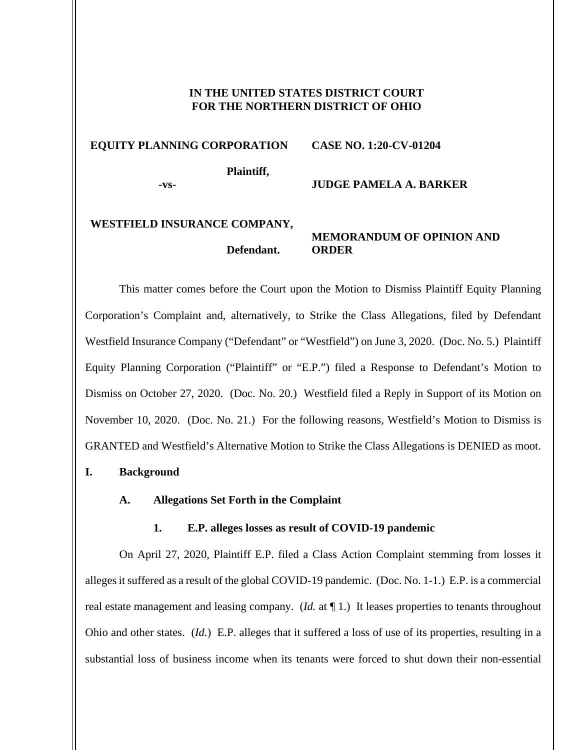**IN THE UNITED STATES DISTRICT COURT**
**FOR THE NORTHERN DISTRICT OF OHIO**

| | |
|---|---|
| **EQUITY PLANNING CORPORATION** | **CASE NO. 1:20-CV-01204** |
| **Plaintiff,** | |
| **-vs-** | **JUDGE PAMELA A. BARKER** |
| **WESTFIELD INSURANCE COMPANY,** | |
| **Defendant.** | **MEMORANDUM OF OPINION AND ORDER** |

This matter comes before the Court upon the Motion to Dismiss Plaintiff Equity Planning Corporation's Complaint and, alternatively, to Strike the Class Allegations, filed by Defendant Westfield Insurance Company ("Defendant" or "Westfield") on June 3, 2020. (Doc. No. 5.) Plaintiff Equity Planning Corporation ("Plaintiff" or "E.P.") filed a Response to Defendant's Motion to Dismiss on October 27, 2020. (Doc. No. 20.) Westfield filed a Reply in Support of its Motion on November 10, 2020. (Doc. No. 21.) For the following reasons, Westfield's Motion to Dismiss is GRANTED and Westfield's Alternative Motion to Strike the Class Allegations is DENIED as moot.

## I. Background

### A. Allegations Set Forth in the Complaint

#### 1. E.P. alleges losses as result of COVID-19 pandemic

On April 27, 2020, Plaintiff E.P. filed a Class Action Complaint stemming from losses it alleges it suffered as a result of the global COVID-19 pandemic. (Doc. No. 1-1.) E.P. is a commercial real estate management and leasing company. (*Id.* at ¶ 1.) It leases properties to tenants throughout Ohio and other states. (*Id.*) E.P. alleges that it suffered a loss of use of its properties, resulting in a substantial loss of business income when its tenants were forced to shut down their non-essential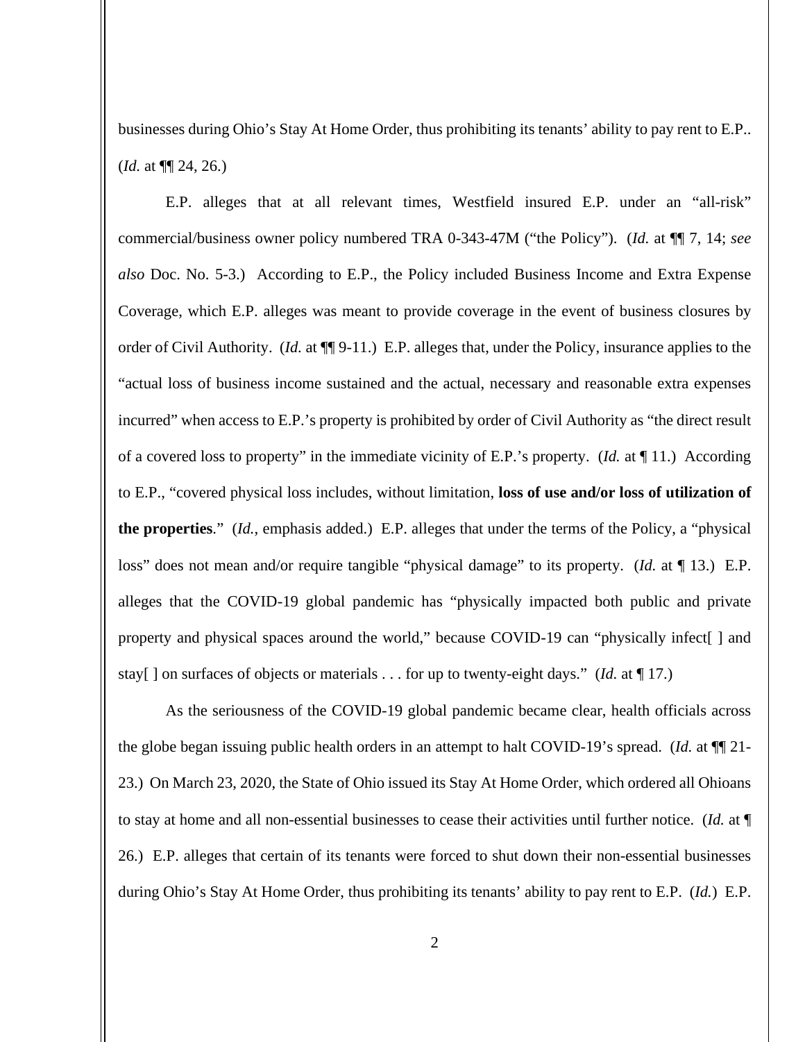businesses during Ohio's Stay At Home Order, thus prohibiting its tenants' ability to pay rent to E.P.. (*Id.* at ¶¶ 24, 26.)

E.P. alleges that at all relevant times, Westfield insured E.P. under an "all-risk" commercial/business owner policy numbered TRA 0-343-47M ("the Policy"). (*Id.* at ¶¶ 7, 14; *see also* Doc. No. 5-3.) According to E.P., the Policy included Business Income and Extra Expense Coverage, which E.P. alleges was meant to provide coverage in the event of business closures by order of Civil Authority. (*Id.* at ¶¶ 9-11.) E.P. alleges that, under the Policy, insurance applies to the "actual loss of business income sustained and the actual, necessary and reasonable extra expenses incurred" when access to E.P.'s property is prohibited by order of Civil Authority as "the direct result of a covered loss to property" in the immediate vicinity of E.P.'s property. (*Id.* at ¶ 11.) According to E.P., "covered physical loss includes, without limitation, **loss of use and/or loss of utilization of the properties**." (*Id.*, emphasis added.) E.P. alleges that under the terms of the Policy, a "physical loss" does not mean and/or require tangible "physical damage" to its property. (*Id.* at ¶ 13.) E.P. alleges that the COVID-19 global pandemic has "physically impacted both public and private property and physical spaces around the world," because COVID-19 can "physically infect[ ] and stay[ ] on surfaces of objects or materials . . . for up to twenty-eight days." (*Id.* at ¶ 17.)

As the seriousness of the COVID-19 global pandemic became clear, health officials across the globe began issuing public health orders in an attempt to halt COVID-19's spread. (*Id.* at ¶¶ 21-23.) On March 23, 2020, the State of Ohio issued its Stay At Home Order, which ordered all Ohioans to stay at home and all non-essential businesses to cease their activities until further notice. (*Id.* at ¶ 26.) E.P. alleges that certain of its tenants were forced to shut down their non-essential businesses during Ohio's Stay At Home Order, thus prohibiting its tenants' ability to pay rent to E.P. (*Id.*) E.P.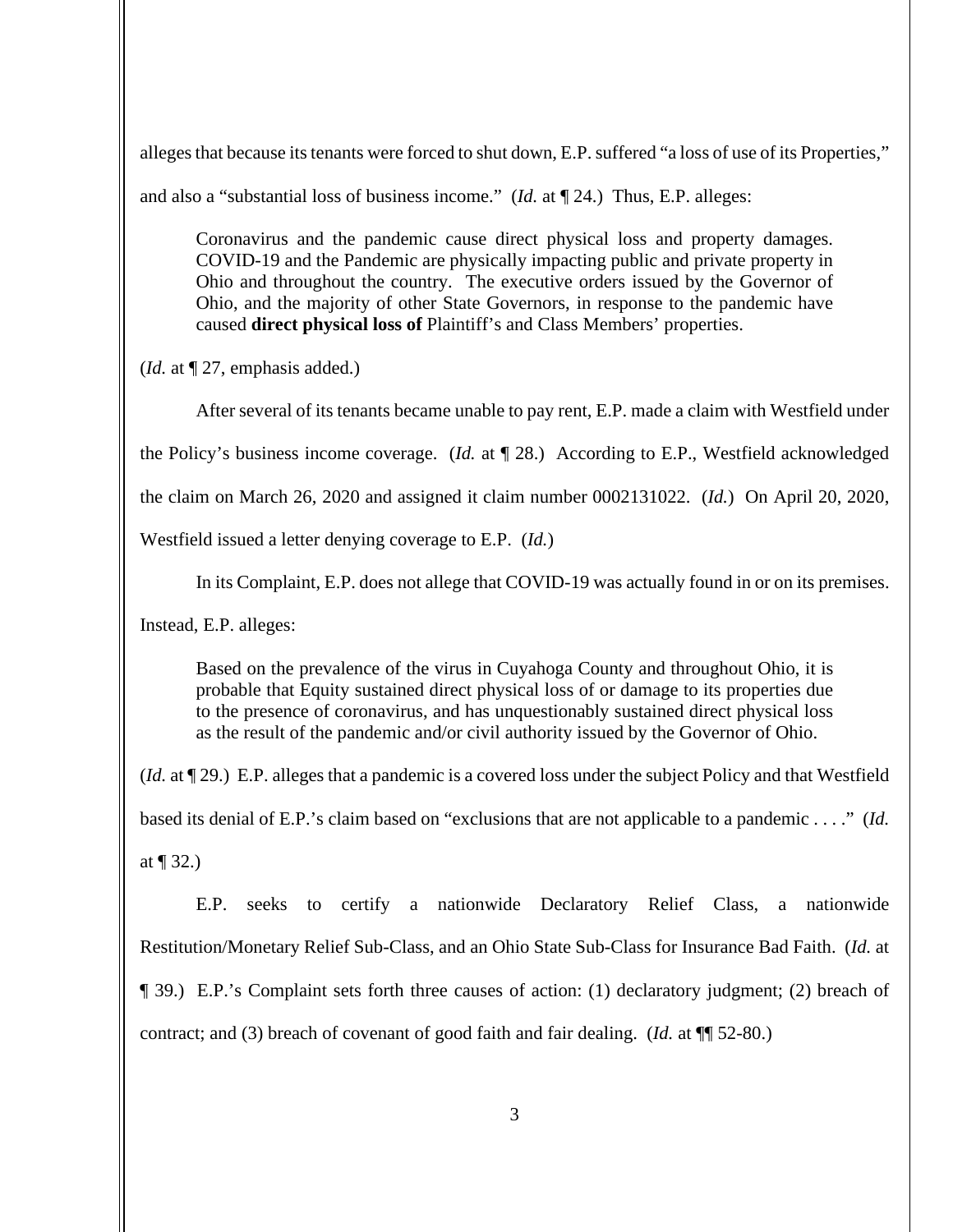alleges that because its tenants were forced to shut down, E.P. suffered "a loss of use of its Properties," and also a "substantial loss of business income." (*Id.* at ¶ 24.) Thus, E.P. alleges:

> Coronavirus and the pandemic cause direct physical loss and property damages. COVID-19 and the Pandemic are physically impacting public and private property in Ohio and throughout the country. The executive orders issued by the Governor of Ohio, and the majority of other State Governors, in response to the pandemic have caused **direct physical loss of** Plaintiff's and Class Members' properties.

(*Id.* at ¶ 27, emphasis added.)

After several of its tenants became unable to pay rent, E.P. made a claim with Westfield under the Policy's business income coverage. (*Id.* at ¶ 28.) According to E.P., Westfield acknowledged the claim on March 26, 2020 and assigned it claim number 0002131022. (*Id.*) On April 20, 2020, Westfield issued a letter denying coverage to E.P. (*Id.*)

In its Complaint, E.P. does not allege that COVID-19 was actually found in or on its premises. Instead, E.P. alleges:

> Based on the prevalence of the virus in Cuyahoga County and throughout Ohio, it is probable that Equity sustained direct physical loss of or damage to its properties due to the presence of coronavirus, and has unquestionably sustained direct physical loss as the result of the pandemic and/or civil authority issued by the Governor of Ohio.

(*Id.* at ¶ 29.) E.P. alleges that a pandemic is a covered loss under the subject Policy and that Westfield based its denial of E.P.'s claim based on "exclusions that are not applicable to a pandemic . . . ." (*Id.* at ¶ 32.)

E.P. seeks to certify a nationwide Declaratory Relief Class, a nationwide Restitution/Monetary Relief Sub-Class, and an Ohio State Sub-Class for Insurance Bad Faith. (*Id.* at ¶ 39.) E.P.'s Complaint sets forth three causes of action: (1) declaratory judgment; (2) breach of contract; and (3) breach of covenant of good faith and fair dealing. (*Id.* at ¶¶ 52-80.)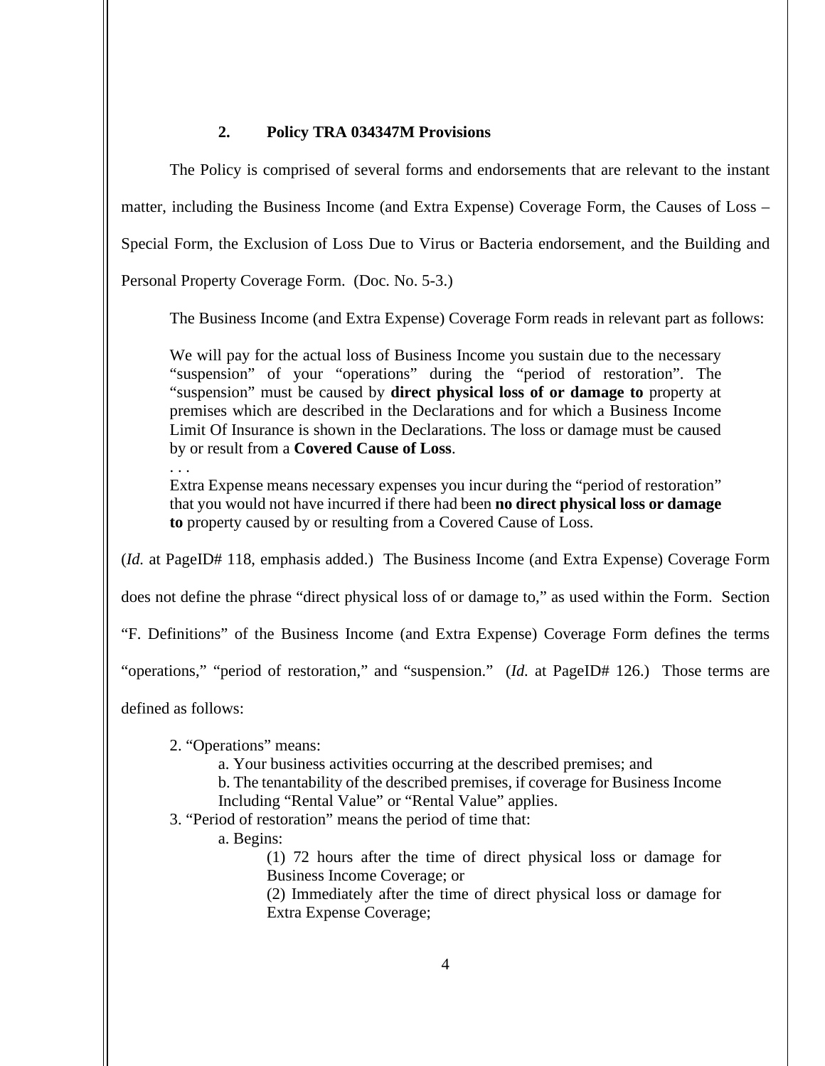### 2. Policy TRA 034347M Provisions

The Policy is comprised of several forms and endorsements that are relevant to the instant matter, including the Business Income (and Extra Expense) Coverage Form, the Causes of Loss – Special Form, the Exclusion of Loss Due to Virus or Bacteria endorsement, and the Building and Personal Property Coverage Form. (Doc. No. 5-3.)

The Business Income (and Extra Expense) Coverage Form reads in relevant part as follows:

> We will pay for the actual loss of Business Income you sustain due to the necessary "suspension" of your "operations" during the "period of restoration". The "suspension" must be caused by **direct physical loss of or damage to** property at premises which are described in the Declarations and for which a Business Income Limit Of Insurance is shown in the Declarations. The loss or damage must be caused by or result from a **Covered Cause of Loss**.
>
> . . .
>
> Extra Expense means necessary expenses you incur during the "period of restoration" that you would not have incurred if there had been **no direct physical loss or damage to** property caused by or resulting from a Covered Cause of Loss.

(*Id.* at PageID# 118, emphasis added.) The Business Income (and Extra Expense) Coverage Form does not define the phrase "direct physical loss of or damage to," as used within the Form. Section "F. Definitions" of the Business Income (and Extra Expense) Coverage Form defines the terms "operations," "period of restoration," and "suspension." (*Id.* at PageID# 126.) Those terms are defined as follows:

> 2. "Operations" means:
>
>     a. Your business activities occurring at the described premises; and
>
>     b. The tenantability of the described premises, if coverage for Business Income Including "Rental Value" or "Rental Value" applies.
>
> 3. "Period of restoration" means the period of time that:
>
>     a. Begins:
>
>         (1) 72 hours after the time of direct physical loss or damage for Business Income Coverage; or
>
>         (2) Immediately after the time of direct physical loss or damage for Extra Expense Coverage;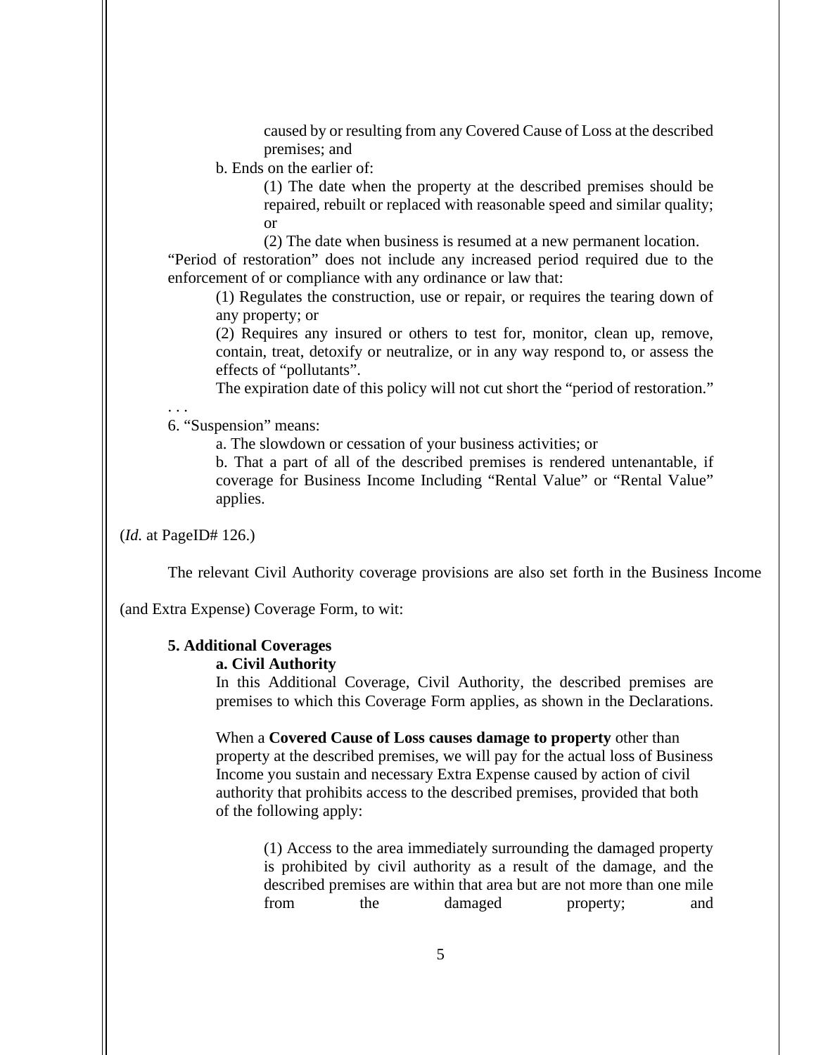caused by or resulting from any Covered Cause of Loss at the described premises; and

b. Ends on the earlier of:

(1) The date when the property at the described premises should be repaired, rebuilt or replaced with reasonable speed and similar quality; or

(2) The date when business is resumed at a new permanent location.

"Period of restoration" does not include any increased period required due to the enforcement of or compliance with any ordinance or law that:

(1) Regulates the construction, use or repair, or requires the tearing down of any property; or

(2) Requires any insured or others to test for, monitor, clean up, remove, contain, treat, detoxify or neutralize, or in any way respond to, or assess the effects of "pollutants".

The expiration date of this policy will not cut short the "period of restoration."

. . .

6. "Suspension" means:

a. The slowdown or cessation of your business activities; or

b. That a part of all of the described premises is rendered untenantable, if coverage for Business Income Including "Rental Value" or "Rental Value" applies.

(*Id.* at PageID# 126.)

The relevant Civil Authority coverage provisions are also set forth in the Business Income (and Extra Expense) Coverage Form, to wit:

**5. Additional Coverages**

**a. Civil Authority**

In this Additional Coverage, Civil Authority, the described premises are premises to which this Coverage Form applies, as shown in the Declarations.

When a **Covered Cause of Loss causes damage to property** other than property at the described premises, we will pay for the actual loss of Business Income you sustain and necessary Extra Expense caused by action of civil authority that prohibits access to the described premises, provided that both of the following apply:

(1) Access to the area immediately surrounding the damaged property is prohibited by civil authority as a result of the damage, and the described premises are within that area but are not more than one mile from the damaged property; and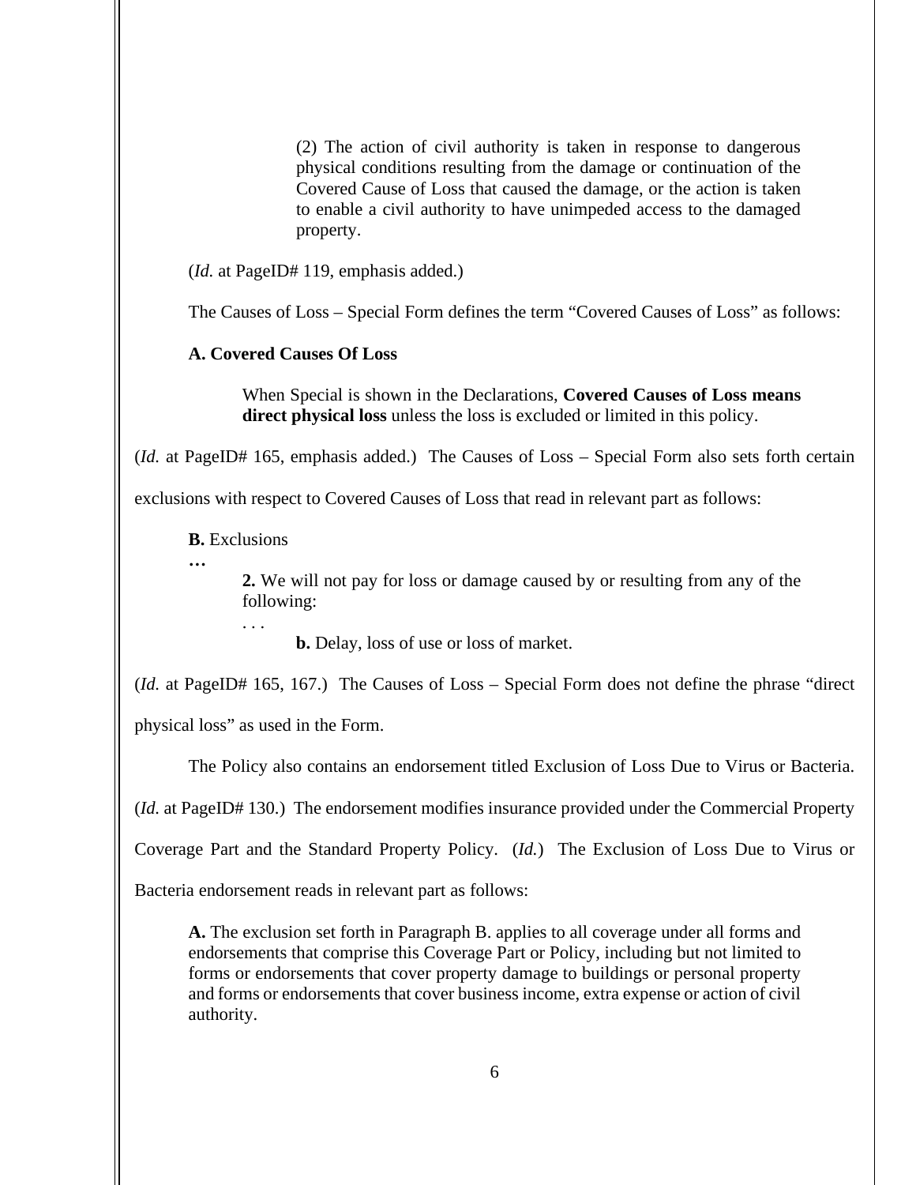> (2) The action of civil authority is taken in response to dangerous physical conditions resulting from the damage or continuation of the Covered Cause of Loss that caused the damage, or the action is taken to enable a civil authority to have unimpeded access to the damaged property.

(*Id.* at PageID# 119, emphasis added.)

The Causes of Loss – Special Form defines the term "Covered Causes of Loss" as follows:

> **A. Covered Causes Of Loss**
>
> When Special is shown in the Declarations, **Covered Causes of Loss means direct physical loss** unless the loss is excluded or limited in this policy.

(*Id.* at PageID# 165, emphasis added.) The Causes of Loss – Special Form also sets forth certain exclusions with respect to Covered Causes of Loss that read in relevant part as follows:

> **B.** Exclusions
>
> **…**
>
> **2.** We will not pay for loss or damage caused by or resulting from any of the following:
>
> . . .
>
> **b.** Delay, loss of use or loss of market.

(*Id.* at PageID# 165, 167.) The Causes of Loss – Special Form does not define the phrase "direct physical loss" as used in the Form.

The Policy also contains an endorsement titled Exclusion of Loss Due to Virus or Bacteria. (*Id.* at PageID# 130.) The endorsement modifies insurance provided under the Commercial Property Coverage Part and the Standard Property Policy. (*Id.*) The Exclusion of Loss Due to Virus or Bacteria endorsement reads in relevant part as follows:

> **A.** The exclusion set forth in Paragraph B. applies to all coverage under all forms and endorsements that comprise this Coverage Part or Policy, including but not limited to forms or endorsements that cover property damage to buildings or personal property and forms or endorsements that cover business income, extra expense or action of civil authority.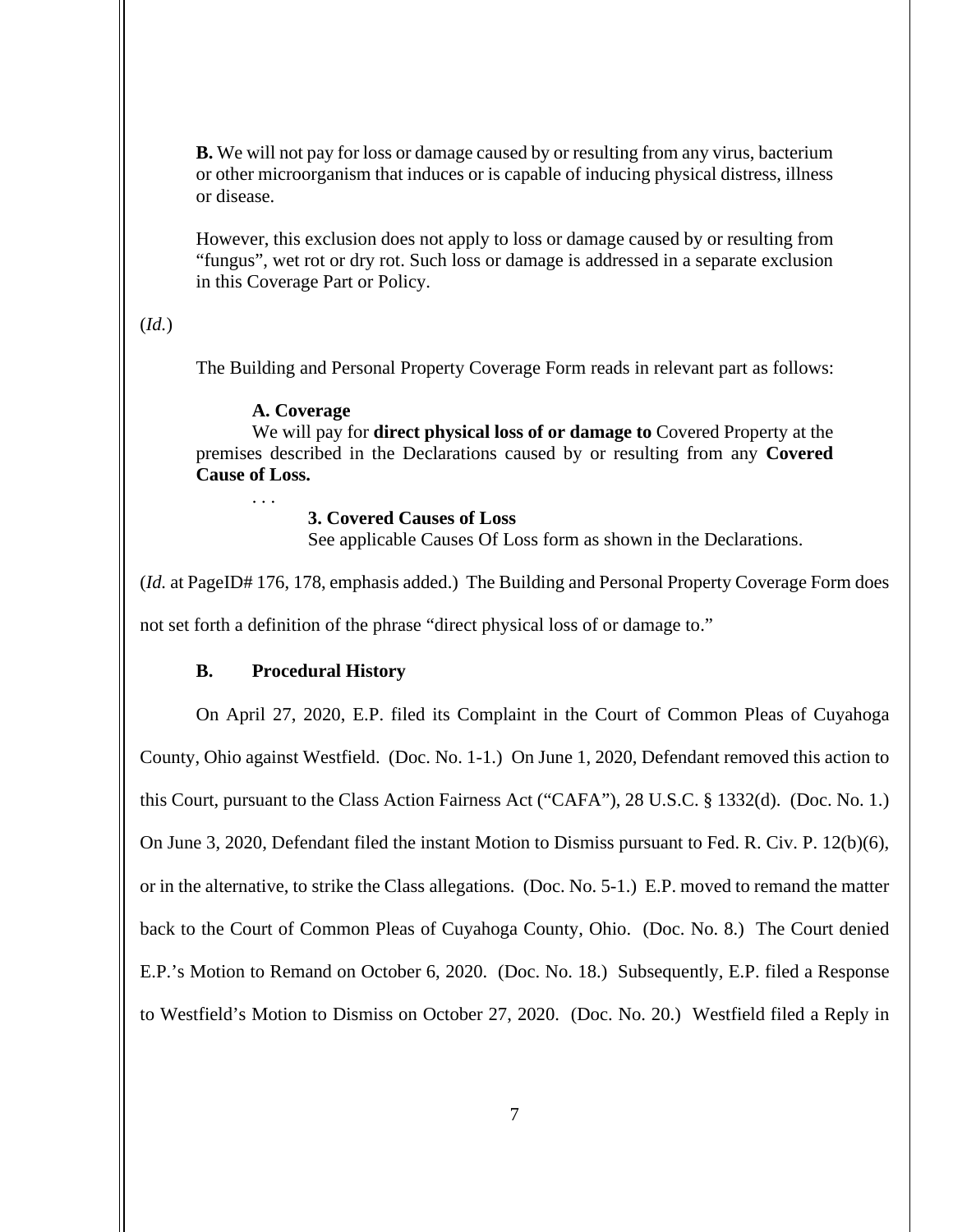> **B.** We will not pay for loss or damage caused by or resulting from any virus, bacterium or other microorganism that induces or is capable of inducing physical distress, illness or disease.
>
> However, this exclusion does not apply to loss or damage caused by or resulting from "fungus", wet rot or dry rot. Such loss or damage is addressed in a separate exclusion in this Coverage Part or Policy.

(*Id.*)

The Building and Personal Property Coverage Form reads in relevant part as follows:

> **A. Coverage**
>
> We will pay for **direct physical loss of or damage to** Covered Property at the premises described in the Declarations caused by or resulting from any **Covered Cause of Loss.**
>
> . . .
>
> **3. Covered Causes of Loss**
>
> See applicable Causes Of Loss form as shown in the Declarations.

(*Id.* at PageID# 176, 178, emphasis added.) The Building and Personal Property Coverage Form does not set forth a definition of the phrase "direct physical loss of or damage to."

### B. Procedural History

On April 27, 2020, E.P. filed its Complaint in the Court of Common Pleas of Cuyahoga County, Ohio against Westfield. (Doc. No. 1-1.) On June 1, 2020, Defendant removed this action to this Court, pursuant to the Class Action Fairness Act ("CAFA"), 28 U.S.C. § 1332(d). (Doc. No. 1.) On June 3, 2020, Defendant filed the instant Motion to Dismiss pursuant to Fed. R. Civ. P. 12(b)(6), or in the alternative, to strike the Class allegations. (Doc. No. 5-1.) E.P. moved to remand the matter back to the Court of Common Pleas of Cuyahoga County, Ohio. (Doc. No. 8.) The Court denied E.P.'s Motion to Remand on October 6, 2020. (Doc. No. 18.) Subsequently, E.P. filed a Response to Westfield's Motion to Dismiss on October 27, 2020. (Doc. No. 20.) Westfield filed a Reply in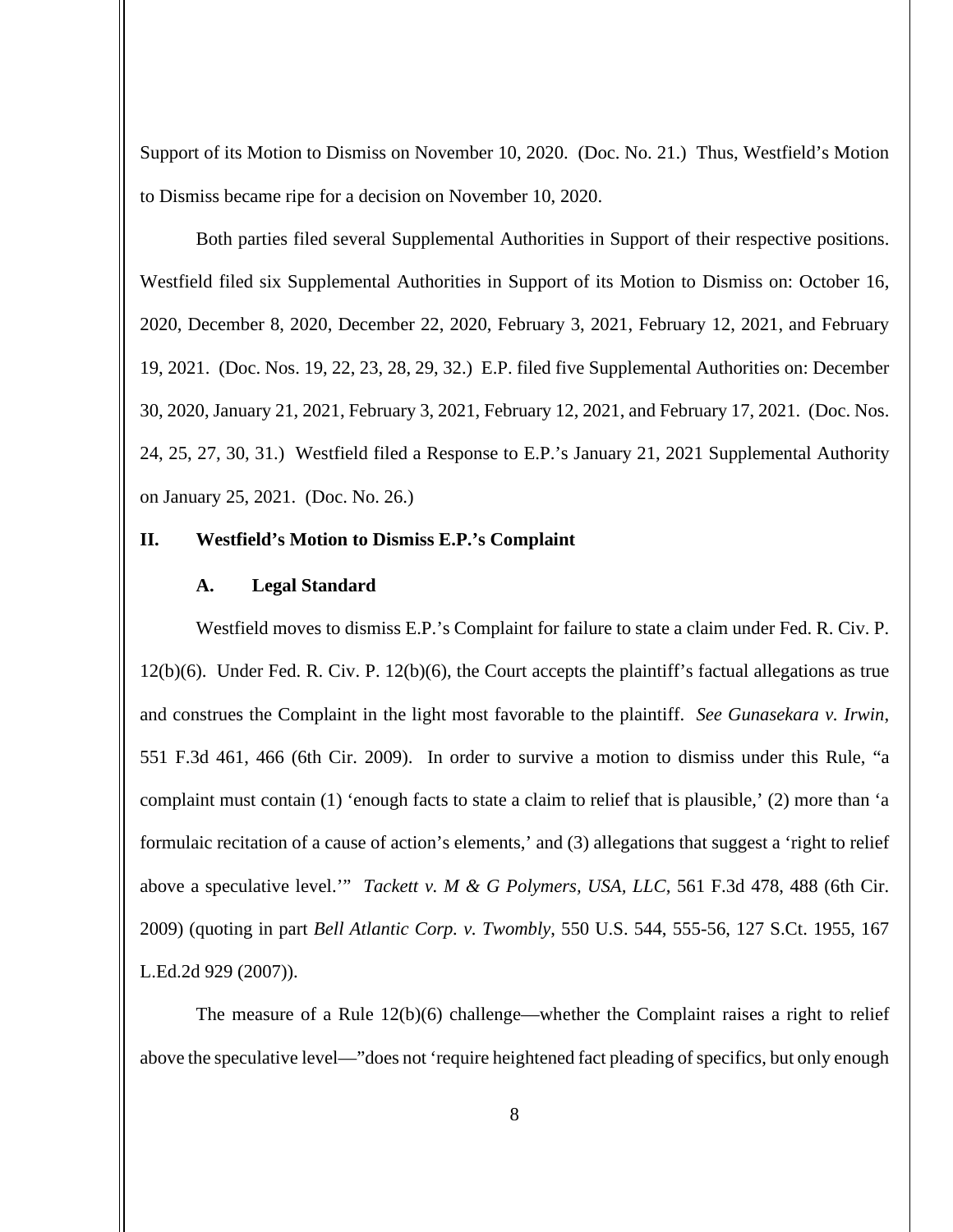Support of its Motion to Dismiss on November 10, 2020. (Doc. No. 21.) Thus, Westfield's Motion to Dismiss became ripe for a decision on November 10, 2020.

Both parties filed several Supplemental Authorities in Support of their respective positions. Westfield filed six Supplemental Authorities in Support of its Motion to Dismiss on: October 16, 2020, December 8, 2020, December 22, 2020, February 3, 2021, February 12, 2021, and February 19, 2021. (Doc. Nos. 19, 22, 23, 28, 29, 32.) E.P. filed five Supplemental Authorities on: December 30, 2020, January 21, 2021, February 3, 2021, February 12, 2021, and February 17, 2021. (Doc. Nos. 24, 25, 27, 30, 31.) Westfield filed a Response to E.P.'s January 21, 2021 Supplemental Authority on January 25, 2021. (Doc. No. 26.)

## II. Westfield's Motion to Dismiss E.P.'s Complaint

### A. Legal Standard

Westfield moves to dismiss E.P.'s Complaint for failure to state a claim under Fed. R. Civ. P. 12(b)(6). Under Fed. R. Civ. P. 12(b)(6), the Court accepts the plaintiff's factual allegations as true and construes the Complaint in the light most favorable to the plaintiff. *See Gunasekara v. Irwin*, 551 F.3d 461, 466 (6th Cir. 2009). In order to survive a motion to dismiss under this Rule, "a complaint must contain (1) 'enough facts to state a claim to relief that is plausible,' (2) more than 'a formulaic recitation of a cause of action's elements,' and (3) allegations that suggest a 'right to relief above a speculative level.'" *Tackett v. M & G Polymers, USA, LLC*, 561 F.3d 478, 488 (6th Cir. 2009) (quoting in part *Bell Atlantic Corp. v. Twombly*, 550 U.S. 544, 555-56, 127 S.Ct. 1955, 167 L.Ed.2d 929 (2007)).

The measure of a Rule 12(b)(6) challenge—whether the Complaint raises a right to relief above the speculative level—"does not 'require heightened fact pleading of specifics, but only enough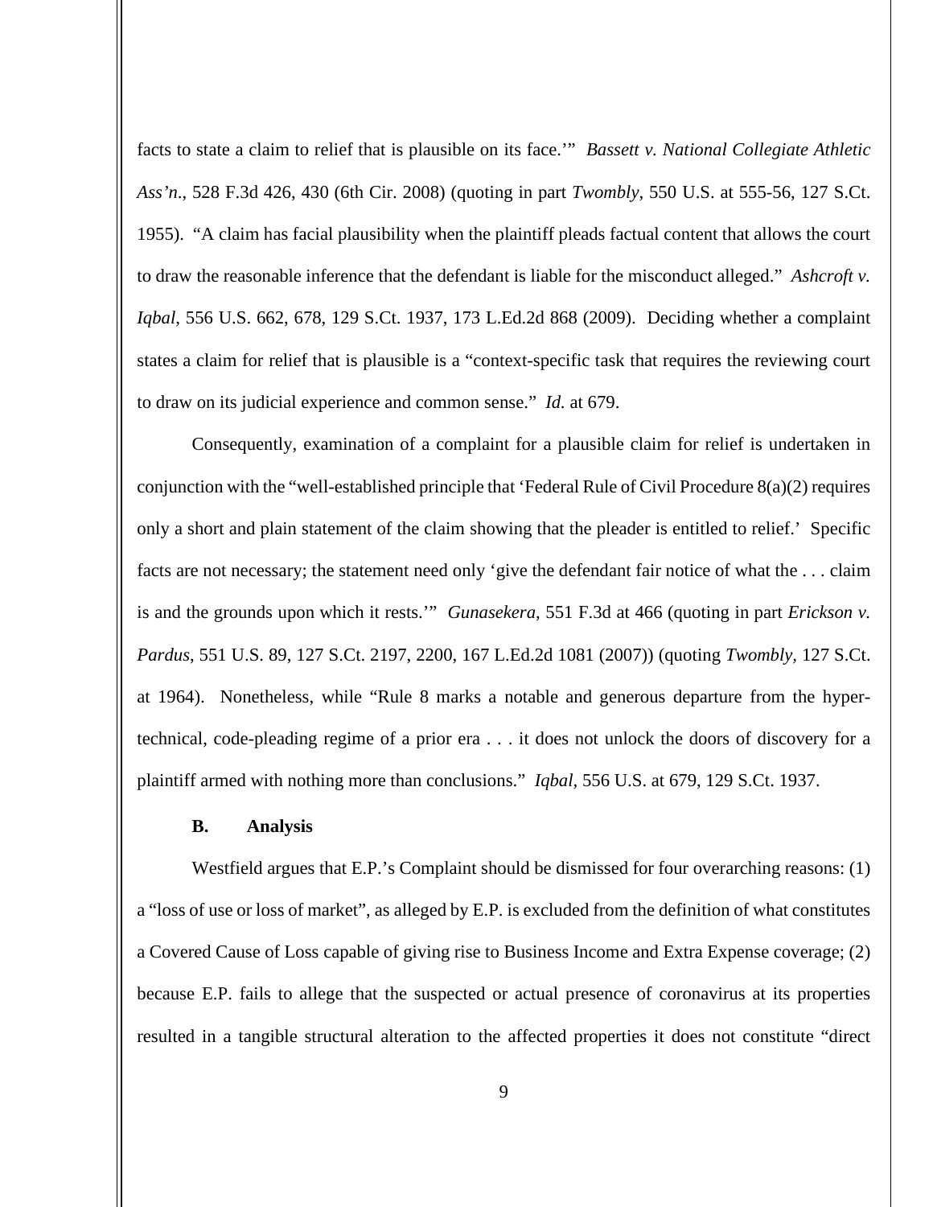facts to state a claim to relief that is plausible on its face.'" *Bassett v. National Collegiate Athletic Ass'n.*, 528 F.3d 426, 430 (6th Cir. 2008) (quoting in part *Twombly*, 550 U.S. at 555-56, 127 S.Ct. 1955). "A claim has facial plausibility when the plaintiff pleads factual content that allows the court to draw the reasonable inference that the defendant is liable for the misconduct alleged." *Ashcroft v. Iqbal*, 556 U.S. 662, 678, 129 S.Ct. 1937, 173 L.Ed.2d 868 (2009). Deciding whether a complaint states a claim for relief that is plausible is a "context-specific task that requires the reviewing court to draw on its judicial experience and common sense." *Id.* at 679.

Consequently, examination of a complaint for a plausible claim for relief is undertaken in conjunction with the "well-established principle that 'Federal Rule of Civil Procedure 8(a)(2) requires only a short and plain statement of the claim showing that the pleader is entitled to relief.' Specific facts are not necessary; the statement need only 'give the defendant fair notice of what the . . . claim is and the grounds upon which it rests.'" *Gunasekera*, 551 F.3d at 466 (quoting in part *Erickson v. Pardus*, 551 U.S. 89, 127 S.Ct. 2197, 2200, 167 L.Ed.2d 1081 (2007)) (quoting *Twombly*, 127 S.Ct. at 1964). Nonetheless, while "Rule 8 marks a notable and generous departure from the hyper-technical, code-pleading regime of a prior era . . . it does not unlock the doors of discovery for a plaintiff armed with nothing more than conclusions." *Iqbal*, 556 U.S. at 679, 129 S.Ct. 1937.

**B. Analysis**

Westfield argues that E.P.'s Complaint should be dismissed for four overarching reasons: (1) a "loss of use or loss of market", as alleged by E.P. is excluded from the definition of what constitutes a Covered Cause of Loss capable of giving rise to Business Income and Extra Expense coverage; (2) because E.P. fails to allege that the suspected or actual presence of coronavirus at its properties resulted in a tangible structural alteration to the affected properties it does not constitute "direct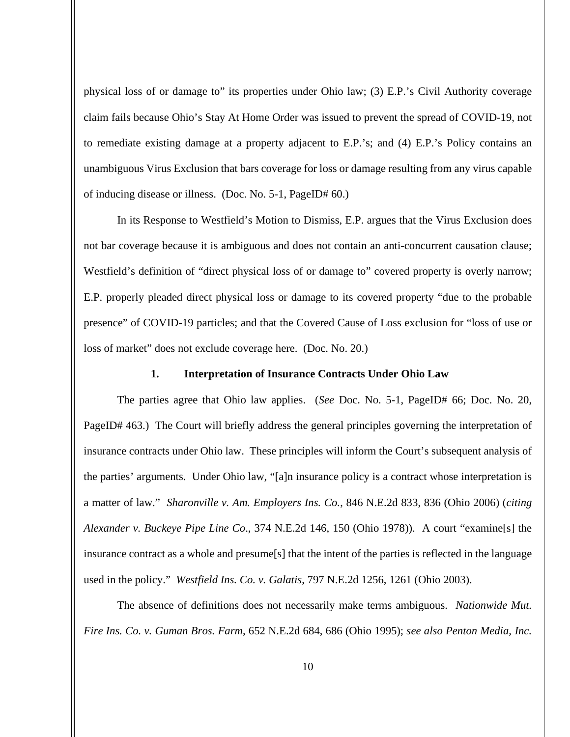physical loss of or damage to" its properties under Ohio law; (3) E.P.'s Civil Authority coverage claim fails because Ohio's Stay At Home Order was issued to prevent the spread of COVID-19, not to remediate existing damage at a property adjacent to E.P.'s; and (4) E.P.'s Policy contains an unambiguous Virus Exclusion that bars coverage for loss or damage resulting from any virus capable of inducing disease or illness. (Doc. No. 5-1, PageID# 60.)

In its Response to Westfield's Motion to Dismiss, E.P. argues that the Virus Exclusion does not bar coverage because it is ambiguous and does not contain an anti-concurrent causation clause; Westfield's definition of "direct physical loss of or damage to" covered property is overly narrow; E.P. properly pleaded direct physical loss or damage to its covered property "due to the probable presence" of COVID-19 particles; and that the Covered Cause of Loss exclusion for "loss of use or loss of market" does not exclude coverage here. (Doc. No. 20.)

### 1. Interpretation of Insurance Contracts Under Ohio Law

The parties agree that Ohio law applies. (*See* Doc. No. 5-1, PageID# 66; Doc. No. 20, PageID# 463.) The Court will briefly address the general principles governing the interpretation of insurance contracts under Ohio law. These principles will inform the Court's subsequent analysis of the parties' arguments. Under Ohio law, "[a]n insurance policy is a contract whose interpretation is a matter of law." *Sharonville v. Am. Employers Ins. Co.*, 846 N.E.2d 833, 836 (Ohio 2006) (*citing Alexander v. Buckeye Pipe Line Co*., 374 N.E.2d 146, 150 (Ohio 1978)). A court "examine[s] the insurance contract as a whole and presume[s] that the intent of the parties is reflected in the language used in the policy." *Westfield Ins. Co. v. Galatis*, 797 N.E.2d 1256, 1261 (Ohio 2003).

The absence of definitions does not necessarily make terms ambiguous. *Nationwide Mut. Fire Ins. Co. v. Guman Bros. Farm*, 652 N.E.2d 684, 686 (Ohio 1995); *see also Penton Media, Inc.*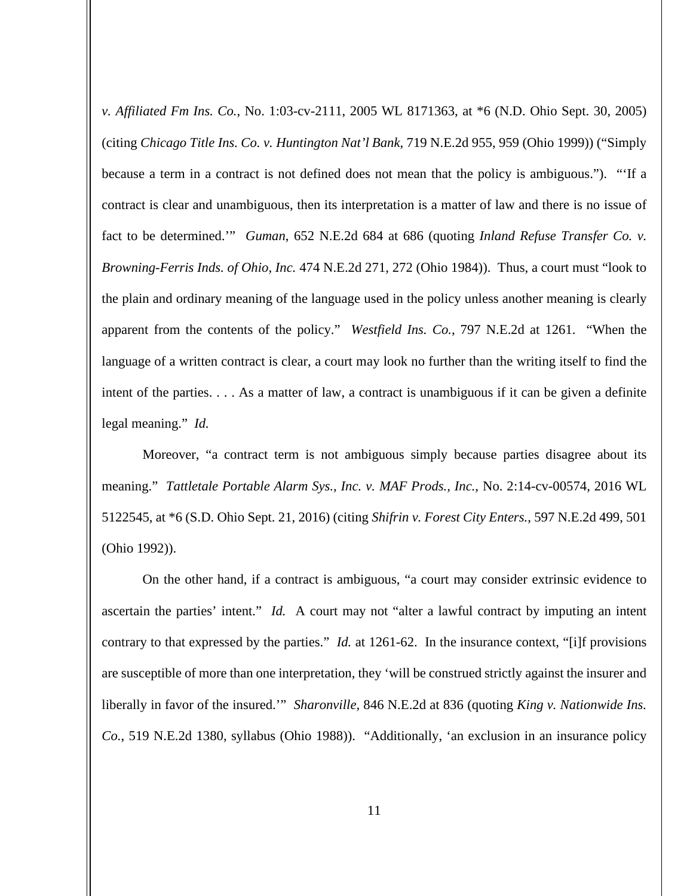*v. Affiliated Fm Ins. Co.*, No. 1:03-cv-2111, 2005 WL 8171363, at *6 (N.D. Ohio Sept. 30, 2005) (citing *Chicago Title Ins. Co. v. Huntington Nat'l Bank*, 719 N.E.2d 955, 959 (Ohio 1999)) ("Simply because a term in a contract is not defined does not mean that the policy is ambiguous."). "'If a contract is clear and unambiguous, then its interpretation is a matter of law and there is no issue of fact to be determined.'" *Guman*, 652 N.E.2d 684 at 686 (quoting *Inland Refuse Transfer Co. v. Browning-Ferris Inds. of Ohio, Inc.* 474 N.E.2d 271, 272 (Ohio 1984)). Thus, a court must "look to the plain and ordinary meaning of the language used in the policy unless another meaning is clearly apparent from the contents of the policy." *Westfield Ins. Co.*, 797 N.E.2d at 1261. "When the language of a written contract is clear, a court may look no further than the writing itself to find the intent of the parties. . . . As a matter of law, a contract is unambiguous if it can be given a definite legal meaning." *Id.*

Moreover, "a contract term is not ambiguous simply because parties disagree about its meaning." *Tattletale Portable Alarm Sys., Inc. v. MAF Prods., Inc.*, No. 2:14-cv-00574, 2016 WL 5122545, at *6 (S.D. Ohio Sept. 21, 2016) (citing *Shifrin v. Forest City Enters.*, 597 N.E.2d 499, 501 (Ohio 1992)).

On the other hand, if a contract is ambiguous, "a court may consider extrinsic evidence to ascertain the parties' intent." *Id.* A court may not "alter a lawful contract by imputing an intent contrary to that expressed by the parties." *Id.* at 1261-62. In the insurance context, "[i]f provisions are susceptible of more than one interpretation, they 'will be construed strictly against the insurer and liberally in favor of the insured.'" *Sharonville*, 846 N.E.2d at 836 (quoting *King v. Nationwide Ins. Co.*, 519 N.E.2d 1380, syllabus (Ohio 1988)). "Additionally, 'an exclusion in an insurance policy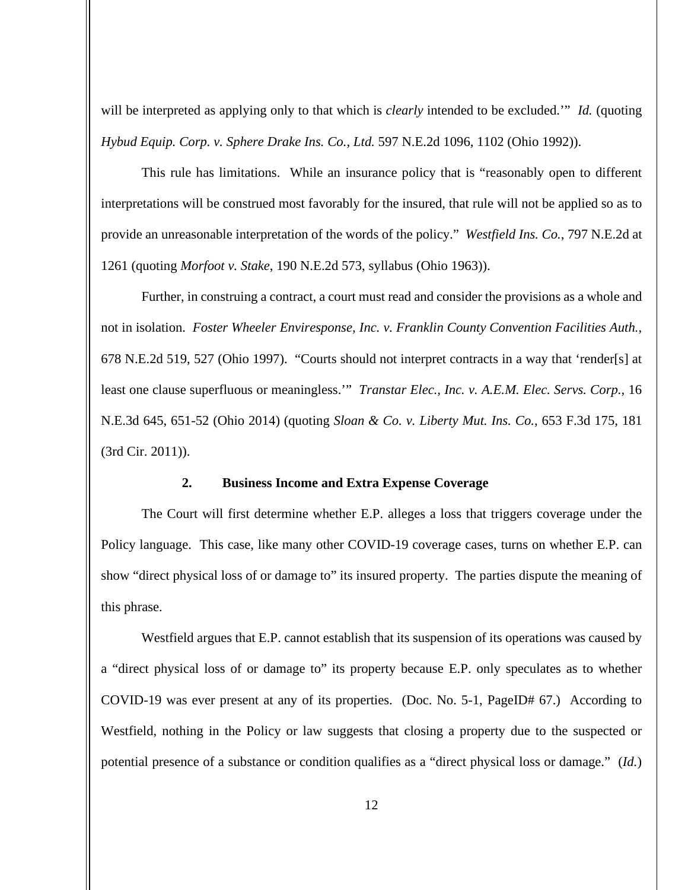will be interpreted as applying only to that which is *clearly* intended to be excluded.'" *Id.* (quoting *Hybud Equip. Corp. v. Sphere Drake Ins. Co., Ltd.* 597 N.E.2d 1096, 1102 (Ohio 1992)).

This rule has limitations. While an insurance policy that is "reasonably open to different interpretations will be construed most favorably for the insured, that rule will not be applied so as to provide an unreasonable interpretation of the words of the policy." *Westfield Ins. Co.*, 797 N.E.2d at 1261 (quoting *Morfoot v. Stake*, 190 N.E.2d 573, syllabus (Ohio 1963)).

Further, in construing a contract, a court must read and consider the provisions as a whole and not in isolation. *Foster Wheeler Enviresponse, Inc. v. Franklin County Convention Facilities Auth.*, 678 N.E.2d 519, 527 (Ohio 1997). "Courts should not interpret contracts in a way that 'render[s] at least one clause superfluous or meaningless.'" *Transtar Elec., Inc. v. A.E.M. Elec. Servs. Corp.*, 16 N.E.3d 645, 651-52 (Ohio 2014) (quoting *Sloan & Co. v. Liberty Mut. Ins. Co.*, 653 F.3d 175, 181 (3rd Cir. 2011)).

### 2. Business Income and Extra Expense Coverage

The Court will first determine whether E.P. alleges a loss that triggers coverage under the Policy language. This case, like many other COVID-19 coverage cases, turns on whether E.P. can show "direct physical loss of or damage to" its insured property. The parties dispute the meaning of this phrase.

Westfield argues that E.P. cannot establish that its suspension of its operations was caused by a "direct physical loss of or damage to" its property because E.P. only speculates as to whether COVID-19 was ever present at any of its properties. (Doc. No. 5-1, PageID# 67.) According to Westfield, nothing in the Policy or law suggests that closing a property due to the suspected or potential presence of a substance or condition qualifies as a "direct physical loss or damage." (*Id.*)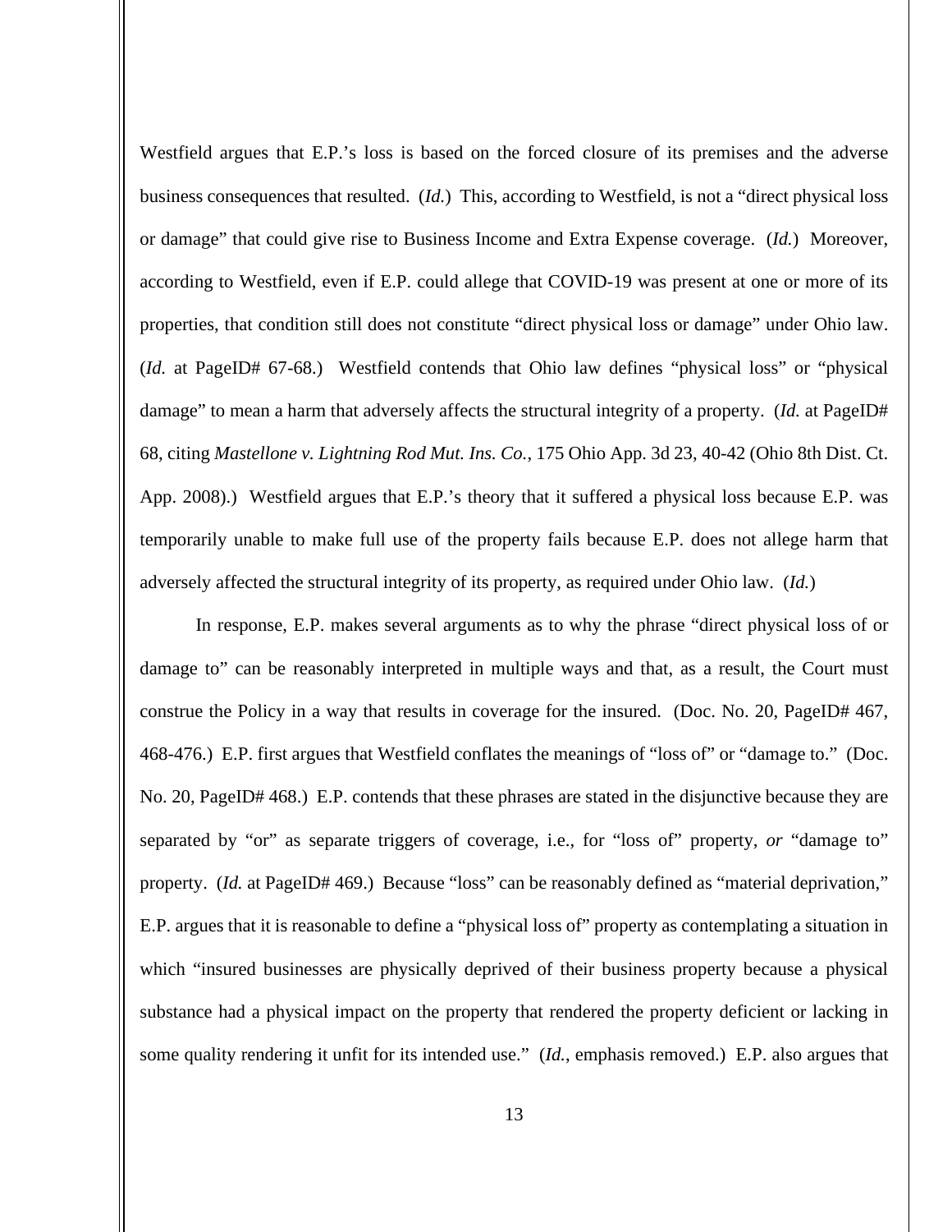Westfield argues that E.P.'s loss is based on the forced closure of its premises and the adverse business consequences that resulted. (*Id.*) This, according to Westfield, is not a "direct physical loss or damage" that could give rise to Business Income and Extra Expense coverage. (*Id.*) Moreover, according to Westfield, even if E.P. could allege that COVID-19 was present at one or more of its properties, that condition still does not constitute "direct physical loss or damage" under Ohio law. (*Id.* at PageID# 67-68.) Westfield contends that Ohio law defines "physical loss" or "physical damage" to mean a harm that adversely affects the structural integrity of a property. (*Id.* at PageID# 68, citing *Mastellone v. Lightning Rod Mut. Ins. Co.*, 175 Ohio App. 3d 23, 40-42 (Ohio 8th Dist. Ct. App. 2008).) Westfield argues that E.P.'s theory that it suffered a physical loss because E.P. was temporarily unable to make full use of the property fails because E.P. does not allege harm that adversely affected the structural integrity of its property, as required under Ohio law. (*Id.*)

In response, E.P. makes several arguments as to why the phrase "direct physical loss of or damage to" can be reasonably interpreted in multiple ways and that, as a result, the Court must construe the Policy in a way that results in coverage for the insured. (Doc. No. 20, PageID# 467, 468-476.) E.P. first argues that Westfield conflates the meanings of "loss of" or "damage to." (Doc. No. 20, PageID# 468.) E.P. contends that these phrases are stated in the disjunctive because they are separated by "or" as separate triggers of coverage, i.e., for "loss of" property, *or* "damage to" property. (*Id.* at PageID# 469.) Because "loss" can be reasonably defined as "material deprivation," E.P. argues that it is reasonable to define a "physical loss of" property as contemplating a situation in which "insured businesses are physically deprived of their business property because a physical substance had a physical impact on the property that rendered the property deficient or lacking in some quality rendering it unfit for its intended use." (*Id.*, emphasis removed.) E.P. also argues that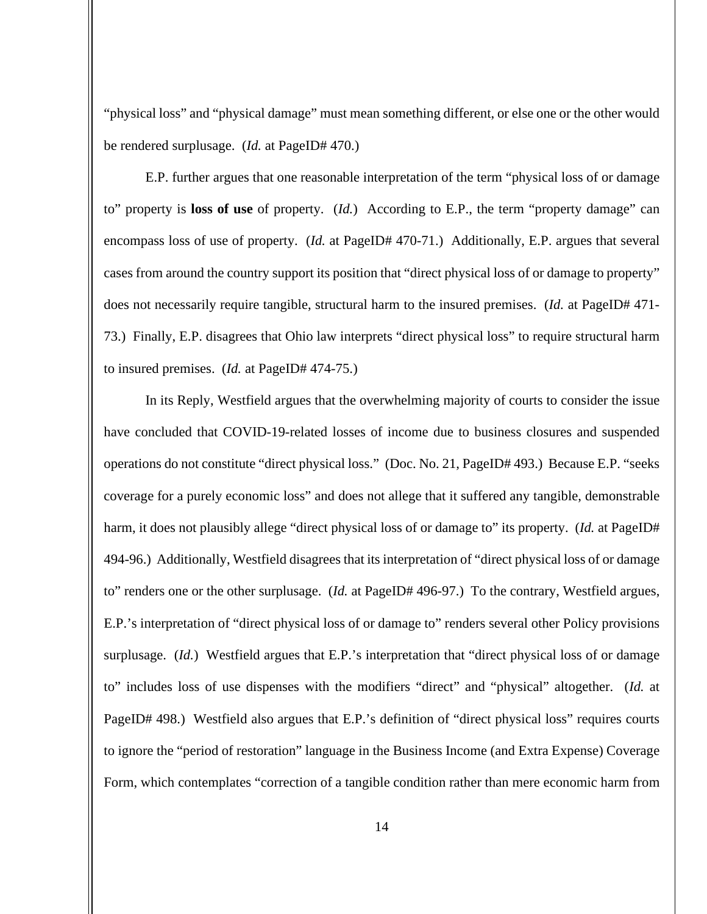"physical loss" and "physical damage" must mean something different, or else one or the other would be rendered surplusage. (*Id.* at PageID# 470.)

E.P. further argues that one reasonable interpretation of the term "physical loss of or damage to" property is **loss of use** of property. (*Id.*) According to E.P., the term "property damage" can encompass loss of use of property. (*Id.* at PageID# 470-71.) Additionally, E.P. argues that several cases from around the country support its position that "direct physical loss of or damage to property" does not necessarily require tangible, structural harm to the insured premises. (*Id.* at PageID# 471-73.) Finally, E.P. disagrees that Ohio law interprets "direct physical loss" to require structural harm to insured premises. (*Id.* at PageID# 474-75.)

In its Reply, Westfield argues that the overwhelming majority of courts to consider the issue have concluded that COVID-19-related losses of income due to business closures and suspended operations do not constitute "direct physical loss." (Doc. No. 21, PageID# 493.) Because E.P. "seeks coverage for a purely economic loss" and does not allege that it suffered any tangible, demonstrable harm, it does not plausibly allege "direct physical loss of or damage to" its property. (*Id.* at PageID# 494-96.) Additionally, Westfield disagrees that its interpretation of "direct physical loss of or damage to" renders one or the other surplusage. (*Id.* at PageID# 496-97.) To the contrary, Westfield argues, E.P.'s interpretation of "direct physical loss of or damage to" renders several other Policy provisions surplusage. (*Id.*) Westfield argues that E.P.'s interpretation that "direct physical loss of or damage to" includes loss of use dispenses with the modifiers "direct" and "physical" altogether. (*Id.* at PageID# 498.) Westfield also argues that E.P.'s definition of "direct physical loss" requires courts to ignore the "period of restoration" language in the Business Income (and Extra Expense) Coverage Form, which contemplates "correction of a tangible condition rather than mere economic harm from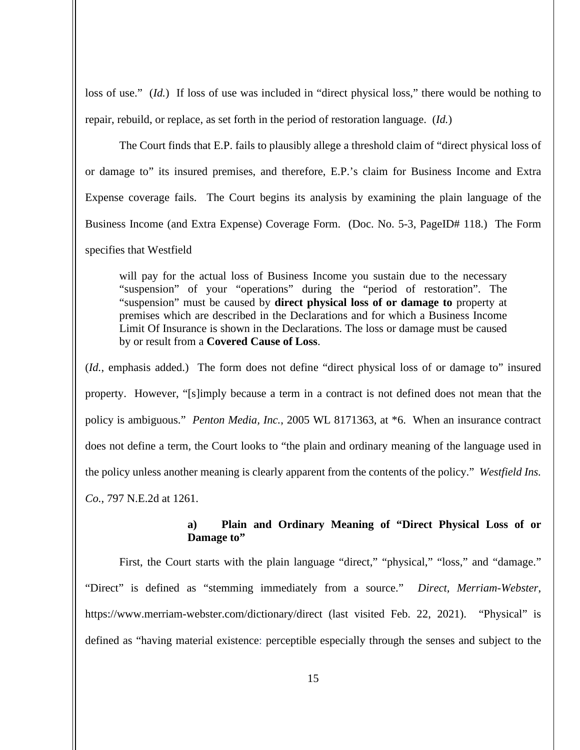loss of use." (*Id.*) If loss of use was included in "direct physical loss," there would be nothing to repair, rebuild, or replace, as set forth in the period of restoration language. (*Id.*)

The Court finds that E.P. fails to plausibly allege a threshold claim of "direct physical loss of or damage to" its insured premises, and therefore, E.P.'s claim for Business Income and Extra Expense coverage fails. The Court begins its analysis by examining the plain language of the Business Income (and Extra Expense) Coverage Form. (Doc. No. 5-3, PageID# 118.) The Form specifies that Westfield

> will pay for the actual loss of Business Income you sustain due to the necessary "suspension" of your "operations" during the "period of restoration". The "suspension" must be caused by **direct physical loss of or damage to** property at premises which are described in the Declarations and for which a Business Income Limit Of Insurance is shown in the Declarations. The loss or damage must be caused by or result from a **Covered Cause of Loss**.

(*Id.*, emphasis added.) The form does not define "direct physical loss of or damage to" insured property. However, "[s]imply because a term in a contract is not defined does not mean that the policy is ambiguous." *Penton Media, Inc.*, 2005 WL 8171363, at *6. When an insurance contract does not define a term, the Court looks to "the plain and ordinary meaning of the language used in the policy unless another meaning is clearly apparent from the contents of the policy." *Westfield Ins. Co.*, 797 N.E.2d at 1261.

#### a) Plain and Ordinary Meaning of "Direct Physical Loss of or Damage to"

First, the Court starts with the plain language "direct," "physical," "loss," and "damage." "Direct" is defined as "stemming immediately from a source." *Direct, Merriam-Webster*, https://www.merriam-webster.com/dictionary/direct (last visited Feb. 22, 2021). "Physical" is defined as "having material existence: perceptible especially through the senses and subject to the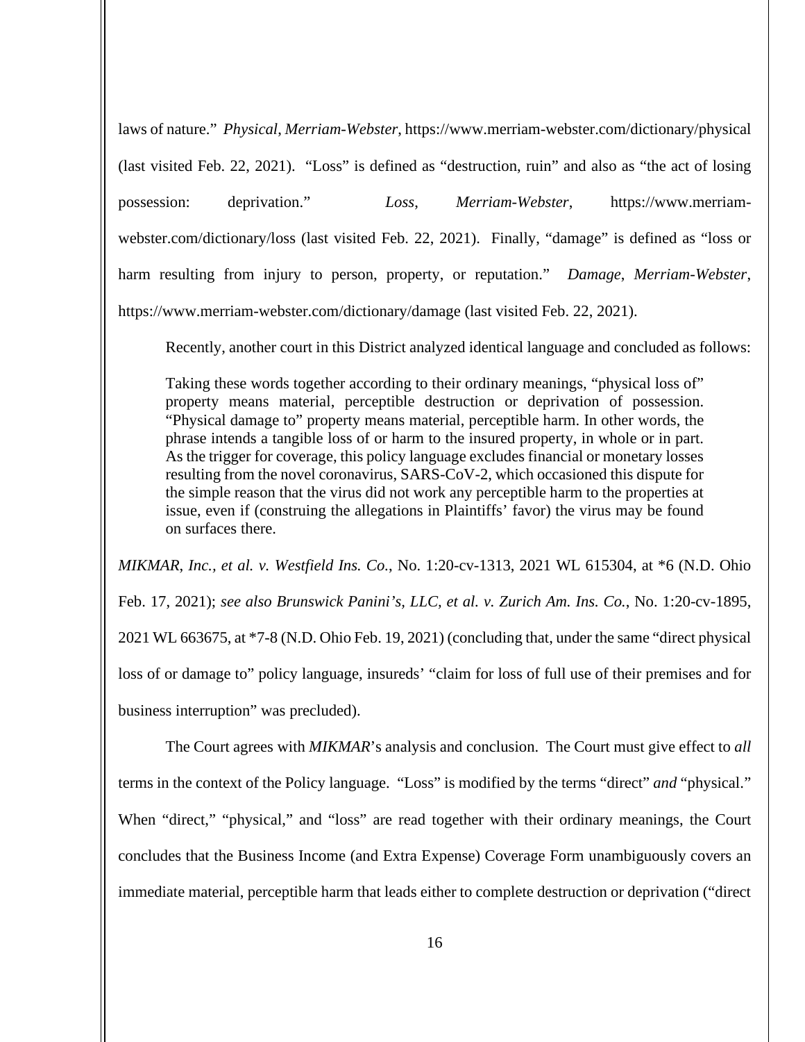laws of nature." *Physical*, *Merriam-Webster*, https://www.merriam-webster.com/dictionary/physical (last visited Feb. 22, 2021). "Loss" is defined as "destruction, ruin" and also as "the act of losing possession: deprivation." *Loss*, *Merriam-Webster*, https://www.merriam-webster.com/dictionary/loss (last visited Feb. 22, 2021). Finally, "damage" is defined as "loss or harm resulting from injury to person, property, or reputation." *Damage*, *Merriam-Webster*, https://www.merriam-webster.com/dictionary/damage (last visited Feb. 22, 2021).

Recently, another court in this District analyzed identical language and concluded as follows:

> Taking these words together according to their ordinary meanings, "physical loss of" property means material, perceptible destruction or deprivation of possession. "Physical damage to" property means material, perceptible harm. In other words, the phrase intends a tangible loss of or harm to the insured property, in whole or in part. As the trigger for coverage, this policy language excludes financial or monetary losses resulting from the novel coronavirus, SARS-CoV-2, which occasioned this dispute for the simple reason that the virus did not work any perceptible harm to the properties at issue, even if (construing the allegations in Plaintiffs' favor) the virus may be found on surfaces there.

*MIKMAR*, *Inc., et al. v. Westfield Ins. Co.*, No. 1:20-cv-1313, 2021 WL 615304, at \*6 (N.D. Ohio Feb. 17, 2021); *see also Brunswick Panini's, LLC, et al. v. Zurich Am. Ins. Co.*, No. 1:20-cv-1895, 2021 WL 663675, at \*7-8 (N.D. Ohio Feb. 19, 2021) (concluding that, under the same "direct physical loss of or damage to" policy language, insureds' "claim for loss of full use of their premises and for business interruption" was precluded).

The Court agrees with *MIKMAR*'s analysis and conclusion. The Court must give effect to *all* terms in the context of the Policy language. "Loss" is modified by the terms "direct" *and* "physical." When "direct," "physical," and "loss" are read together with their ordinary meanings, the Court concludes that the Business Income (and Extra Expense) Coverage Form unambiguously covers an immediate material, perceptible harm that leads either to complete destruction or deprivation ("direct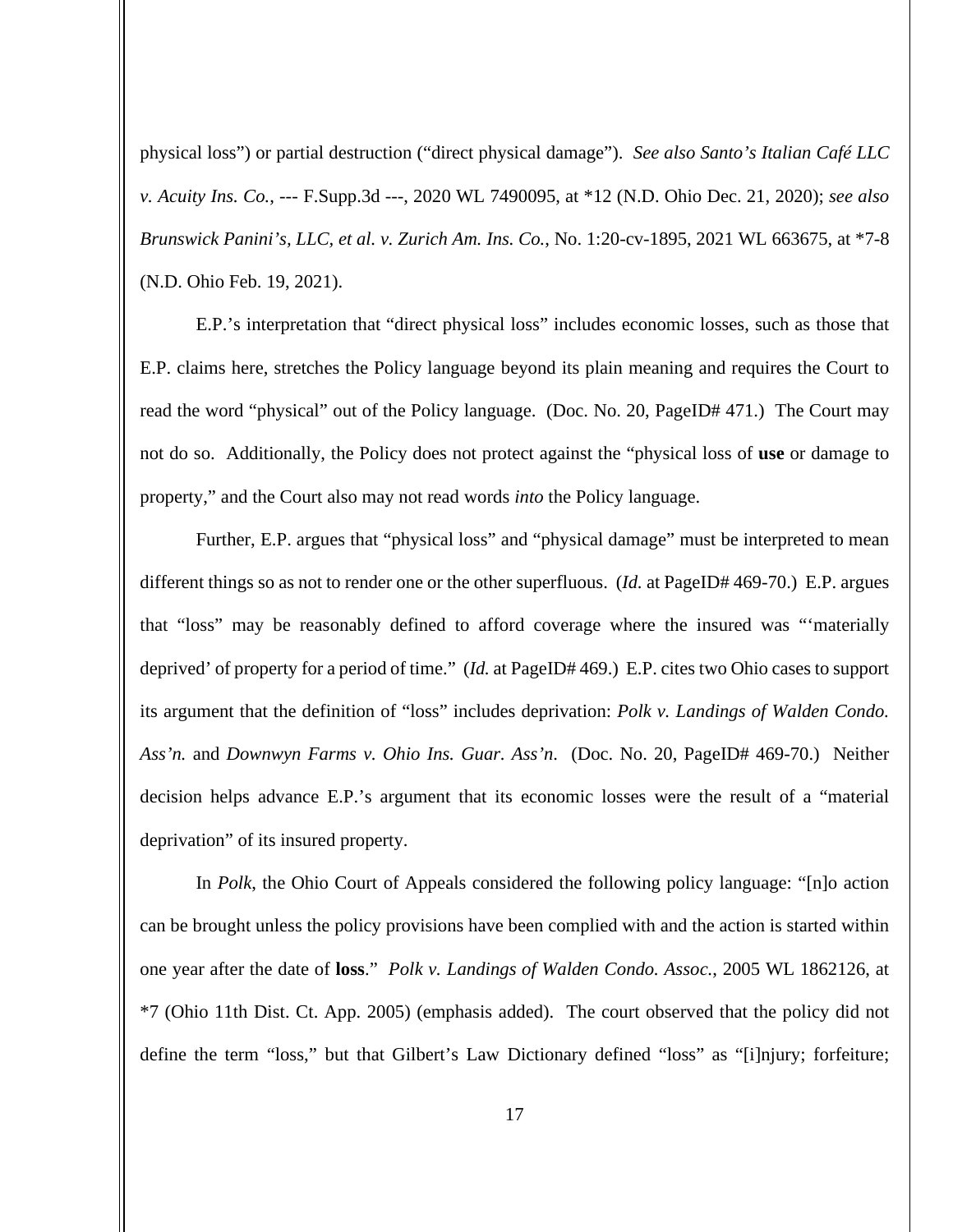physical loss") or partial destruction ("direct physical damage"). *See also Santo's Italian Café LLC v. Acuity Ins. Co.*, --- F.Supp.3d ---, 2020 WL 7490095, at *12 (N.D. Ohio Dec. 21, 2020); *see also Brunswick Panini's, LLC, et al. v. Zurich Am. Ins. Co.*, No. 1:20-cv-1895, 2021 WL 663675, at *7-8 (N.D. Ohio Feb. 19, 2021).

E.P.'s interpretation that "direct physical loss" includes economic losses, such as those that E.P. claims here, stretches the Policy language beyond its plain meaning and requires the Court to read the word "physical" out of the Policy language. (Doc. No. 20, PageID# 471.) The Court may not do so. Additionally, the Policy does not protect against the "physical loss of **use** or damage to property," and the Court also may not read words *into* the Policy language.

Further, E.P. argues that "physical loss" and "physical damage" must be interpreted to mean different things so as not to render one or the other superfluous. (*Id.* at PageID# 469-70.) E.P. argues that "loss" may be reasonably defined to afford coverage where the insured was "'materially deprived' of property for a period of time." (*Id.* at PageID# 469.) E.P. cites two Ohio cases to support its argument that the definition of "loss" includes deprivation: *Polk v. Landings of Walden Condo. Ass'n.* and *Downwyn Farms v. Ohio Ins. Guar. Ass'n*. (Doc. No. 20, PageID# 469-70.) Neither decision helps advance E.P.'s argument that its economic losses were the result of a "material deprivation" of its insured property.

In *Polk*, the Ohio Court of Appeals considered the following policy language: "[n]o action can be brought unless the policy provisions have been complied with and the action is started within one year after the date of **loss**." *Polk v. Landings of Walden Condo. Assoc.*, 2005 WL 1862126, at *7 (Ohio 11th Dist. Ct. App. 2005) (emphasis added). The court observed that the policy did not define the term "loss," but that Gilbert's Law Dictionary defined "loss" as "[i]njury; forfeiture;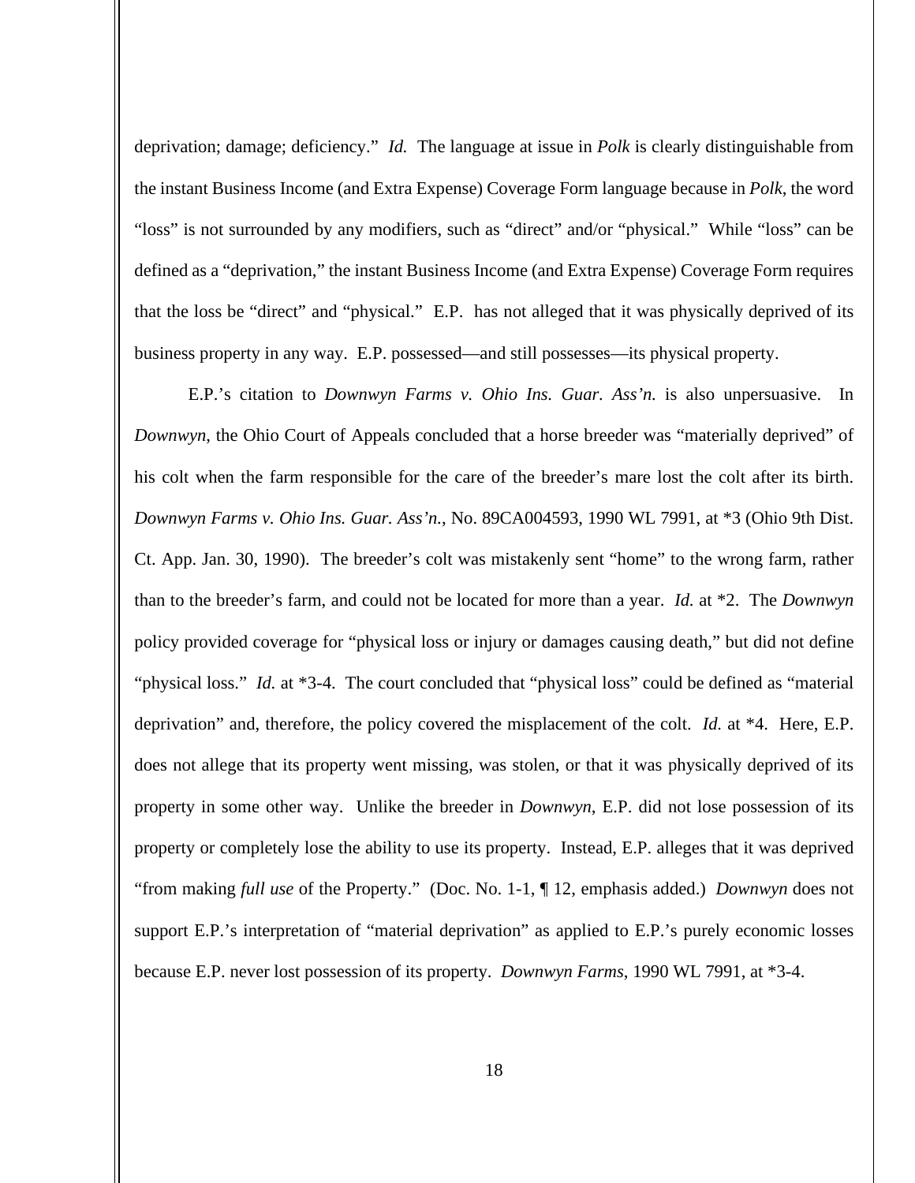deprivation; damage; deficiency." *Id.* The language at issue in *Polk* is clearly distinguishable from the instant Business Income (and Extra Expense) Coverage Form language because in *Polk*, the word "loss" is not surrounded by any modifiers, such as "direct" and/or "physical." While "loss" can be defined as a "deprivation," the instant Business Income (and Extra Expense) Coverage Form requires that the loss be "direct" and "physical." E.P. has not alleged that it was physically deprived of its business property in any way. E.P. possessed—and still possesses—its physical property.

E.P.'s citation to *Downwyn Farms v. Ohio Ins. Guar. Ass'n.* is also unpersuasive. In *Downwyn*, the Ohio Court of Appeals concluded that a horse breeder was "materially deprived" of his colt when the farm responsible for the care of the breeder's mare lost the colt after its birth. *Downwyn Farms v. Ohio Ins. Guar. Ass'n.*, No. 89CA004593, 1990 WL 7991, at *3 (Ohio 9th Dist. Ct. App. Jan. 30, 1990). The breeder's colt was mistakenly sent "home" to the wrong farm, rather than to the breeder's farm, and could not be located for more than a year. *Id.* at *2. The *Downwyn* policy provided coverage for "physical loss or injury or damages causing death," but did not define "physical loss." *Id.* at *3-4. The court concluded that "physical loss" could be defined as "material deprivation" and, therefore, the policy covered the misplacement of the colt. *Id.* at *4. Here, E.P. does not allege that its property went missing, was stolen, or that it was physically deprived of its property in some other way. Unlike the breeder in *Downwyn*, E.P. did not lose possession of its property or completely lose the ability to use its property. Instead, E.P. alleges that it was deprived "from making *full use* of the Property." (Doc. No. 1-1, ¶ 12, emphasis added.) *Downwyn* does not support E.P.'s interpretation of "material deprivation" as applied to E.P.'s purely economic losses because E.P. never lost possession of its property. *Downwyn Farms*, 1990 WL 7991, at *3-4.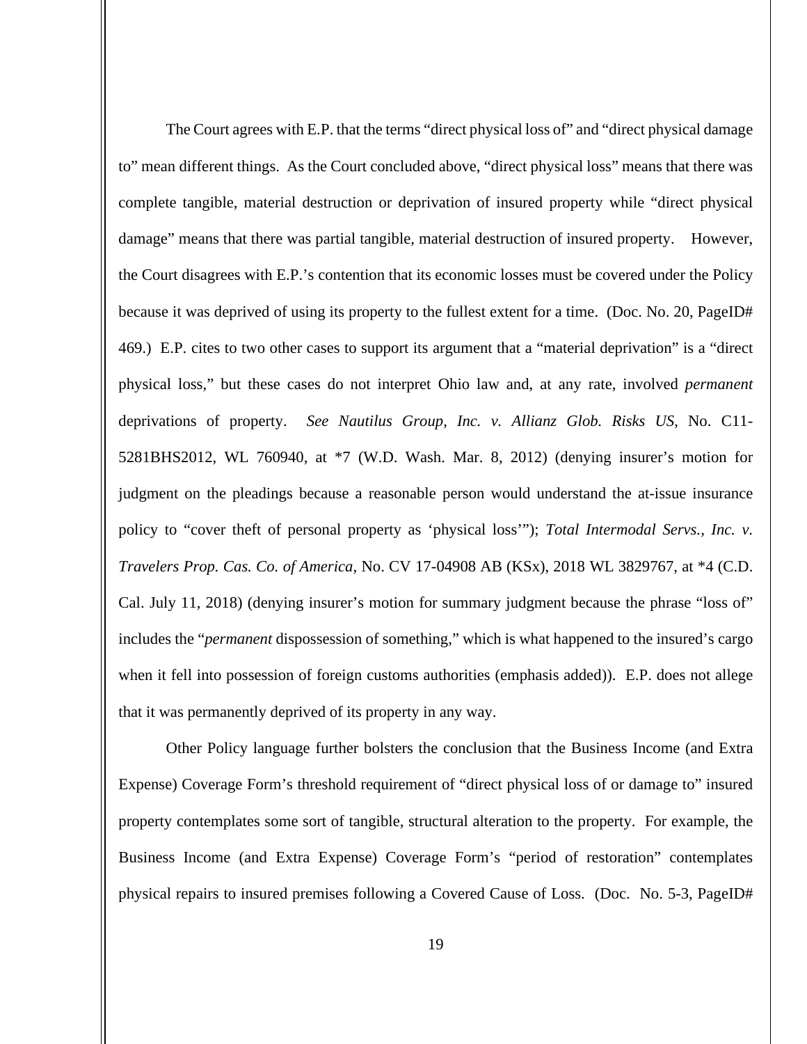The Court agrees with E.P. that the terms "direct physical loss of" and "direct physical damage to" mean different things. As the Court concluded above, "direct physical loss" means that there was complete tangible, material destruction or deprivation of insured property while "direct physical damage" means that there was partial tangible, material destruction of insured property. However, the Court disagrees with E.P.'s contention that its economic losses must be covered under the Policy because it was deprived of using its property to the fullest extent for a time. (Doc. No. 20, PageID# 469.) E.P. cites to two other cases to support its argument that a "material deprivation" is a "direct physical loss," but these cases do not interpret Ohio law and, at any rate, involved *permanent* deprivations of property. *See Nautilus Group, Inc. v. Allianz Glob. Risks US*, No. C11-5281BHS2012, WL 760940, at *7 (W.D. Wash. Mar. 8, 2012) (denying insurer's motion for judgment on the pleadings because a reasonable person would understand the at-issue insurance policy to "cover theft of personal property as 'physical loss'"); *Total Intermodal Servs., Inc. v. Travelers Prop. Cas. Co. of America*, No. CV 17-04908 AB (KSx), 2018 WL 3829767, at *4 (C.D. Cal. July 11, 2018) (denying insurer's motion for summary judgment because the phrase "loss of" includes the "*permanent* dispossession of something," which is what happened to the insured's cargo when it fell into possession of foreign customs authorities (emphasis added)). E.P. does not allege that it was permanently deprived of its property in any way.

Other Policy language further bolsters the conclusion that the Business Income (and Extra Expense) Coverage Form's threshold requirement of "direct physical loss of or damage to" insured property contemplates some sort of tangible, structural alteration to the property. For example, the Business Income (and Extra Expense) Coverage Form's "period of restoration" contemplates physical repairs to insured premises following a Covered Cause of Loss. (Doc. No. 5-3, PageID#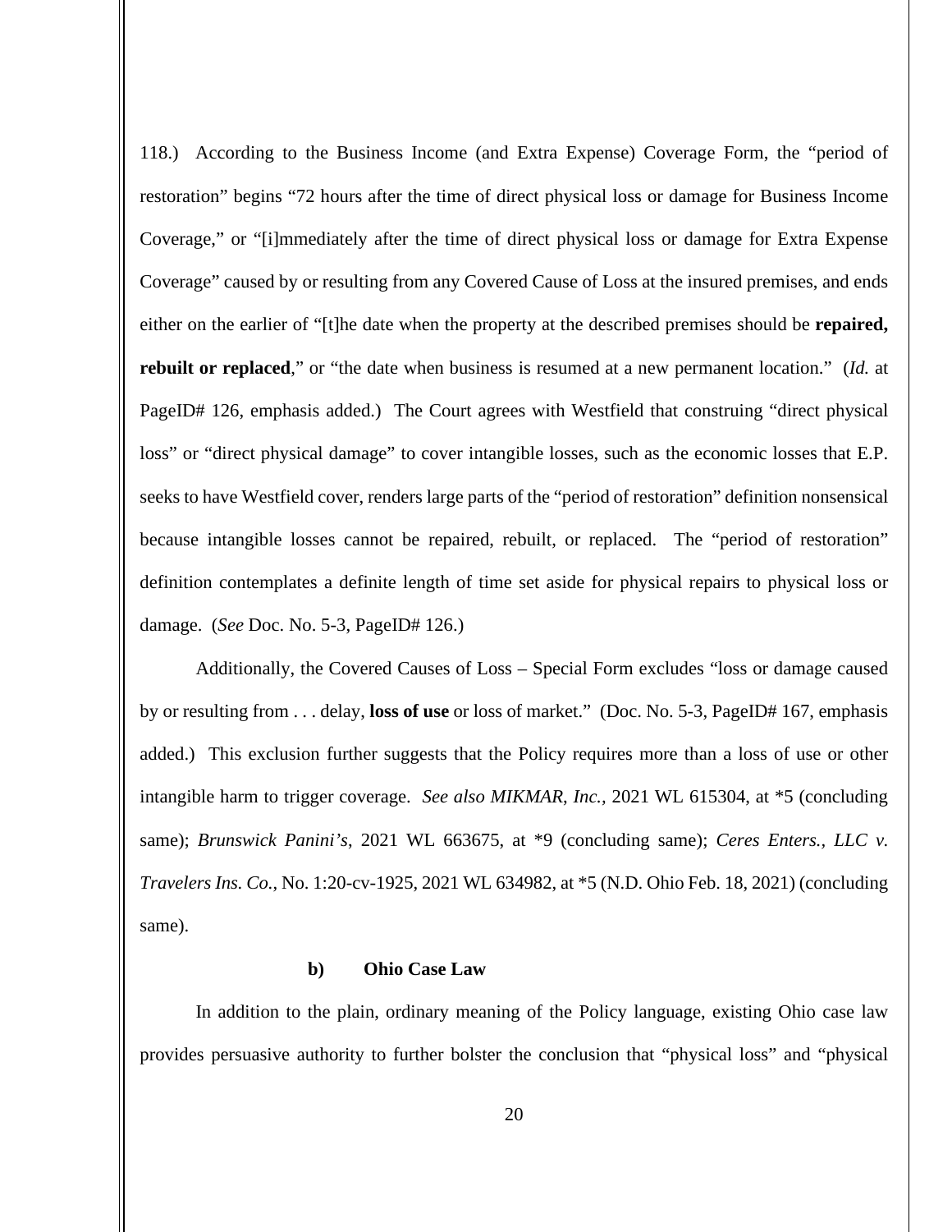118.) According to the Business Income (and Extra Expense) Coverage Form, the "period of restoration" begins "72 hours after the time of direct physical loss or damage for Business Income Coverage," or "[i]mmediately after the time of direct physical loss or damage for Extra Expense Coverage" caused by or resulting from any Covered Cause of Loss at the insured premises, and ends either on the earlier of "[t]he date when the property at the described premises should be **repaired, rebuilt or replaced**," or "the date when business is resumed at a new permanent location." (*Id.* at PageID# 126, emphasis added.) The Court agrees with Westfield that construing "direct physical loss" or "direct physical damage" to cover intangible losses, such as the economic losses that E.P. seeks to have Westfield cover, renders large parts of the "period of restoration" definition nonsensical because intangible losses cannot be repaired, rebuilt, or replaced. The "period of restoration" definition contemplates a definite length of time set aside for physical repairs to physical loss or damage. (*See* Doc. No. 5-3, PageID# 126.)

Additionally, the Covered Causes of Loss – Special Form excludes "loss or damage caused by or resulting from . . . delay, **loss of use** or loss of market." (Doc. No. 5-3, PageID# 167, emphasis added.) This exclusion further suggests that the Policy requires more than a loss of use or other intangible harm to trigger coverage. *See also MIKMAR, Inc.*, 2021 WL 615304, at *5 (concluding same); *Brunswick Panini's*, 2021 WL 663675, at *9 (concluding same); *Ceres Enters., LLC v. Travelers Ins. Co.*, No. 1:20-cv-1925, 2021 WL 634982, at *5 (N.D. Ohio Feb. 18, 2021) (concluding same).

#### b) Ohio Case Law

In addition to the plain, ordinary meaning of the Policy language, existing Ohio case law provides persuasive authority to further bolster the conclusion that "physical loss" and "physical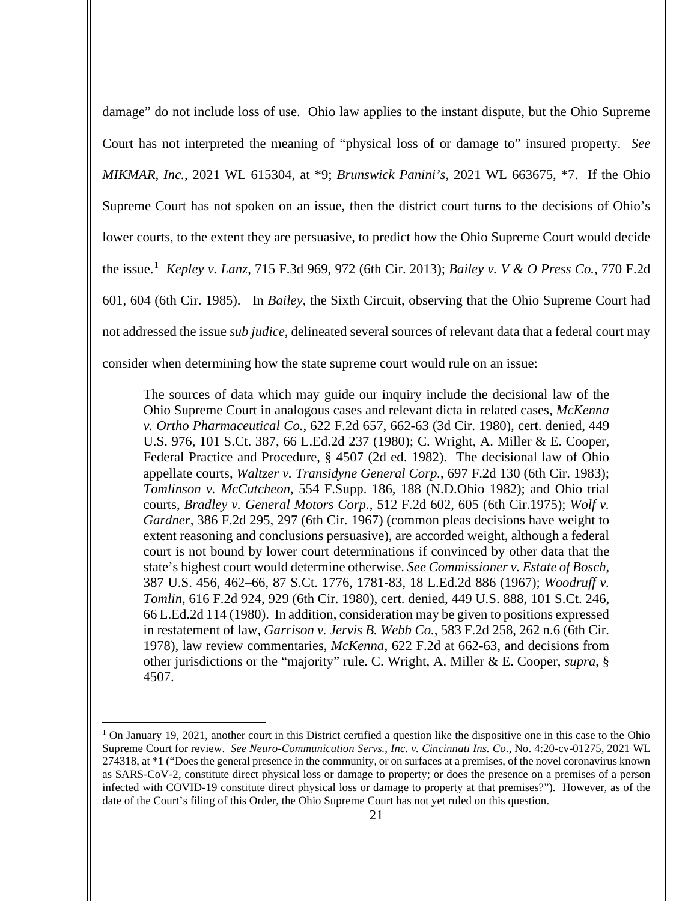damage" do not include loss of use. Ohio law applies to the instant dispute, but the Ohio Supreme Court has not interpreted the meaning of "physical loss of or damage to" insured property. *See MIKMAR, Inc.*, 2021 WL 615304, at *9; *Brunswick Panini's*, 2021 WL 663675, *7. If the Ohio Supreme Court has not spoken on an issue, then the district court turns to the decisions of Ohio's lower courts, to the extent they are persuasive, to predict how the Ohio Supreme Court would decide the issue.[1] *Kepley v. Lanz*, 715 F.3d 969, 972 (6th Cir. 2013); *Bailey v. V & O Press Co.*, 770 F.2d 601, 604 (6th Cir. 1985). In *Bailey*, the Sixth Circuit, observing that the Ohio Supreme Court had not addressed the issue *sub judice*, delineated several sources of relevant data that a federal court may consider when determining how the state supreme court would rule on an issue:

> The sources of data which may guide our inquiry include the decisional law of the Ohio Supreme Court in analogous cases and relevant dicta in related cases, *McKenna v. Ortho Pharmaceutical Co.*, 622 F.2d 657, 662-63 (3d Cir. 1980), cert. denied, 449 U.S. 976, 101 S.Ct. 387, 66 L.Ed.2d 237 (1980); C. Wright, A. Miller & E. Cooper, Federal Practice and Procedure, § 4507 (2d ed. 1982). The decisional law of Ohio appellate courts, *Waltzer v. Transidyne General Corp.*, 697 F.2d 130 (6th Cir. 1983); *Tomlinson v. McCutcheon*, 554 F.Supp. 186, 188 (N.D.Ohio 1982); and Ohio trial courts, *Bradley v. General Motors Corp.*, 512 F.2d 602, 605 (6th Cir.1975); *Wolf v. Gardner*, 386 F.2d 295, 297 (6th Cir. 1967) (common pleas decisions have weight to extent reasoning and conclusions persuasive), are accorded weight, although a federal court is not bound by lower court determinations if convinced by other data that the state's highest court would determine otherwise. *See Commissioner v. Estate of Bosch*, 387 U.S. 456, 462–66, 87 S.Ct. 1776, 1781-83, 18 L.Ed.2d 886 (1967); *Woodruff v. Tomlin*, 616 F.2d 924, 929 (6th Cir. 1980), cert. denied, 449 U.S. 888, 101 S.Ct. 246, 66 L.Ed.2d 114 (1980). In addition, consideration may be given to positions expressed in restatement of law, *Garrison v. Jervis B. Webb Co.*, 583 F.2d 258, 262 n.6 (6th Cir. 1978), law review commentaries, *McKenna*, 622 F.2d at 662-63, and decisions from other jurisdictions or the "majority" rule. C. Wright, A. Miller & E. Cooper, *supra*, § 4507.

---

[1] On January 19, 2021, another court in this District certified a question like the dispositive one in this case to the Ohio Supreme Court for review. *See Neuro-Communication Servs., Inc. v. Cincinnati Ins. Co.*, No. 4:20-cv-01275, 2021 WL 274318, at *1 ("Does the general presence in the community, or on surfaces at a premises, of the novel coronavirus known as SARS-CoV-2, constitute direct physical loss or damage to property; or does the presence on a premises of a person infected with COVID-19 constitute direct physical loss or damage to property at that premises?"). However, as of the date of the Court's filing of this Order, the Ohio Supreme Court has not yet ruled on this question.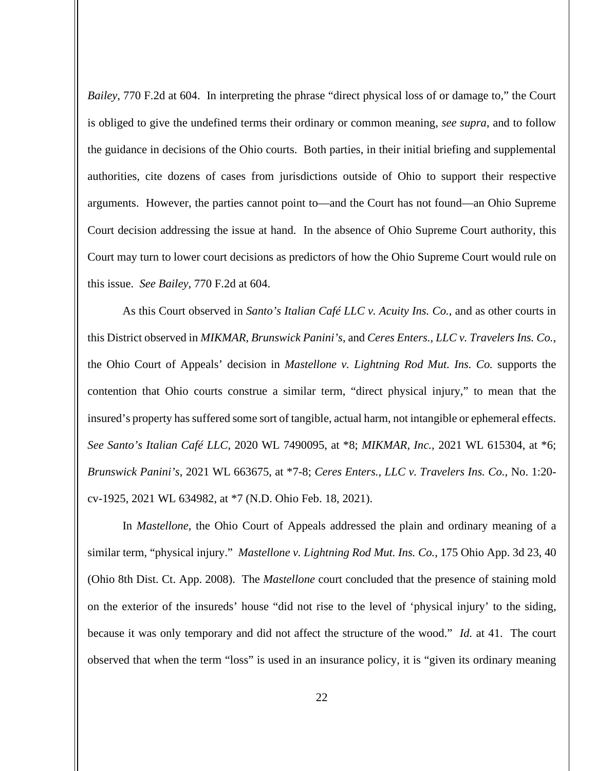*Bailey*, 770 F.2d at 604. In interpreting the phrase "direct physical loss of or damage to," the Court is obliged to give the undefined terms their ordinary or common meaning, *see supra*, and to follow the guidance in decisions of the Ohio courts. Both parties, in their initial briefing and supplemental authorities, cite dozens of cases from jurisdictions outside of Ohio to support their respective arguments. However, the parties cannot point to—and the Court has not found—an Ohio Supreme Court decision addressing the issue at hand. In the absence of Ohio Supreme Court authority, this Court may turn to lower court decisions as predictors of how the Ohio Supreme Court would rule on this issue. *See Bailey*, 770 F.2d at 604.

As this Court observed in *Santo's Italian Café LLC v. Acuity Ins. Co.*, and as other courts in this District observed in *MIKMAR*, *Brunswick Panini's*, and *Ceres Enters., LLC v. Travelers Ins. Co.*, the Ohio Court of Appeals' decision in *Mastellone v. Lightning Rod Mut. Ins. Co.* supports the contention that Ohio courts construe a similar term, "direct physical injury," to mean that the insured's property has suffered some sort of tangible, actual harm, not intangible or ephemeral effects. *See Santo's Italian Café LLC*, 2020 WL 7490095, at *8; *MIKMAR*, *Inc.*, 2021 WL 615304, at *6; *Brunswick Panini's*, 2021 WL 663675, at *7-8; *Ceres Enters., LLC v. Travelers Ins. Co.*, No. 1:20-cv-1925, 2021 WL 634982, at *7 (N.D. Ohio Feb. 18, 2021).

In *Mastellone*, the Ohio Court of Appeals addressed the plain and ordinary meaning of a similar term, "physical injury." *Mastellone v. Lightning Rod Mut. Ins. Co.*, 175 Ohio App. 3d 23, 40 (Ohio 8th Dist. Ct. App. 2008). The *Mastellone* court concluded that the presence of staining mold on the exterior of the insureds' house "did not rise to the level of 'physical injury' to the siding, because it was only temporary and did not affect the structure of the wood." *Id.* at 41. The court observed that when the term "loss" is used in an insurance policy, it is "given its ordinary meaning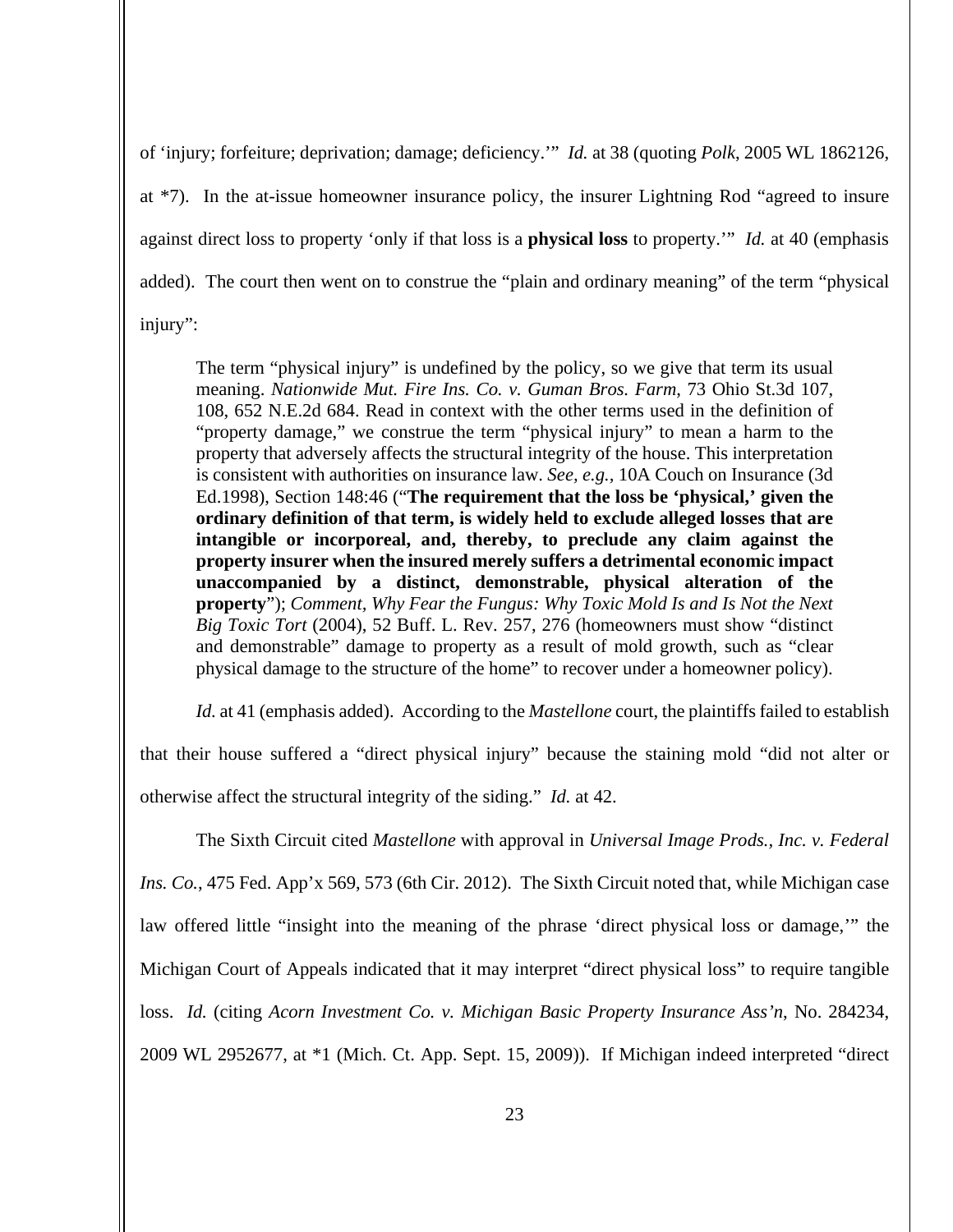of 'injury; forfeiture; deprivation; damage; deficiency.'" *Id.* at 38 (quoting *Polk*, 2005 WL 1862126, at *7). In the at-issue homeowner insurance policy, the insurer Lightning Rod "agreed to insure against direct loss to property 'only if that loss is a **physical loss** to property.'" *Id.* at 40 (emphasis added). The court then went on to construe the "plain and ordinary meaning" of the term "physical injury":

> The term "physical injury" is undefined by the policy, so we give that term its usual meaning. *Nationwide Mut. Fire Ins. Co. v. Guman Bros. Farm*, 73 Ohio St.3d 107, 108, 652 N.E.2d 684. Read in context with the other terms used in the definition of "property damage," we construe the term "physical injury" to mean a harm to the property that adversely affects the structural integrity of the house. This interpretation is consistent with authorities on insurance law. *See, e.g.*, 10A Couch on Insurance (3d Ed.1998), Section 148:46 ("**The requirement that the loss be 'physical,' given the ordinary definition of that term, is widely held to exclude alleged losses that are intangible or incorporeal, and, thereby, to preclude any claim against the property insurer when the insured merely suffers a detrimental economic impact unaccompanied by a distinct, demonstrable, physical alteration of the property**"); *Comment, Why Fear the Fungus: Why Toxic Mold Is and Is Not the Next Big Toxic Tort* (2004), 52 Buff. L. Rev. 257, 276 (homeowners must show "distinct and demonstrable" damage to property as a result of mold growth, such as "clear physical damage to the structure of the home" to recover under a homeowner policy).

*Id.* at 41 (emphasis added). According to the *Mastellone* court, the plaintiffs failed to establish that their house suffered a "direct physical injury" because the staining mold "did not alter or otherwise affect the structural integrity of the siding." *Id.* at 42.

The Sixth Circuit cited *Mastellone* with approval in *Universal Image Prods., Inc. v. Federal Ins. Co.*, 475 Fed. App'x 569, 573 (6th Cir. 2012). The Sixth Circuit noted that, while Michigan case law offered little "insight into the meaning of the phrase 'direct physical loss or damage,'" the Michigan Court of Appeals indicated that it may interpret "direct physical loss" to require tangible loss. *Id.* (citing *Acorn Investment Co. v. Michigan Basic Property Insurance Ass'n*, No. 284234, 2009 WL 2952677, at *1 (Mich. Ct. App. Sept. 15, 2009)). If Michigan indeed interpreted "direct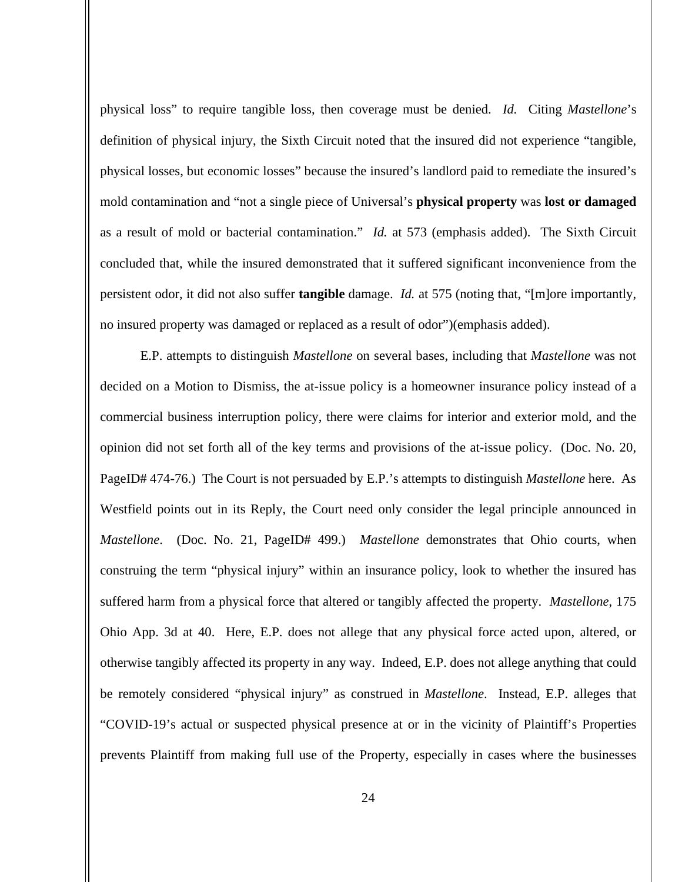physical loss" to require tangible loss, then coverage must be denied. *Id.* Citing *Mastellone*'s definition of physical injury, the Sixth Circuit noted that the insured did not experience "tangible, physical losses, but economic losses" because the insured's landlord paid to remediate the insured's mold contamination and "not a single piece of Universal's **physical property** was **lost or damaged** as a result of mold or bacterial contamination." *Id.* at 573 (emphasis added). The Sixth Circuit concluded that, while the insured demonstrated that it suffered significant inconvenience from the persistent odor, it did not also suffer **tangible** damage. *Id.* at 575 (noting that, "[m]ore importantly, no insured property was damaged or replaced as a result of odor")(emphasis added).

E.P. attempts to distinguish *Mastellone* on several bases, including that *Mastellone* was not decided on a Motion to Dismiss, the at-issue policy is a homeowner insurance policy instead of a commercial business interruption policy, there were claims for interior and exterior mold, and the opinion did not set forth all of the key terms and provisions of the at-issue policy. (Doc. No. 20, PageID# 474-76.) The Court is not persuaded by E.P.'s attempts to distinguish *Mastellone* here. As Westfield points out in its Reply, the Court need only consider the legal principle announced in *Mastellone*. (Doc. No. 21, PageID# 499.) *Mastellone* demonstrates that Ohio courts, when construing the term "physical injury" within an insurance policy, look to whether the insured has suffered harm from a physical force that altered or tangibly affected the property. *Mastellone*, 175 Ohio App. 3d at 40. Here, E.P. does not allege that any physical force acted upon, altered, or otherwise tangibly affected its property in any way. Indeed, E.P. does not allege anything that could be remotely considered "physical injury" as construed in *Mastellone*. Instead, E.P. alleges that "COVID-19's actual or suspected physical presence at or in the vicinity of Plaintiff's Properties prevents Plaintiff from making full use of the Property, especially in cases where the businesses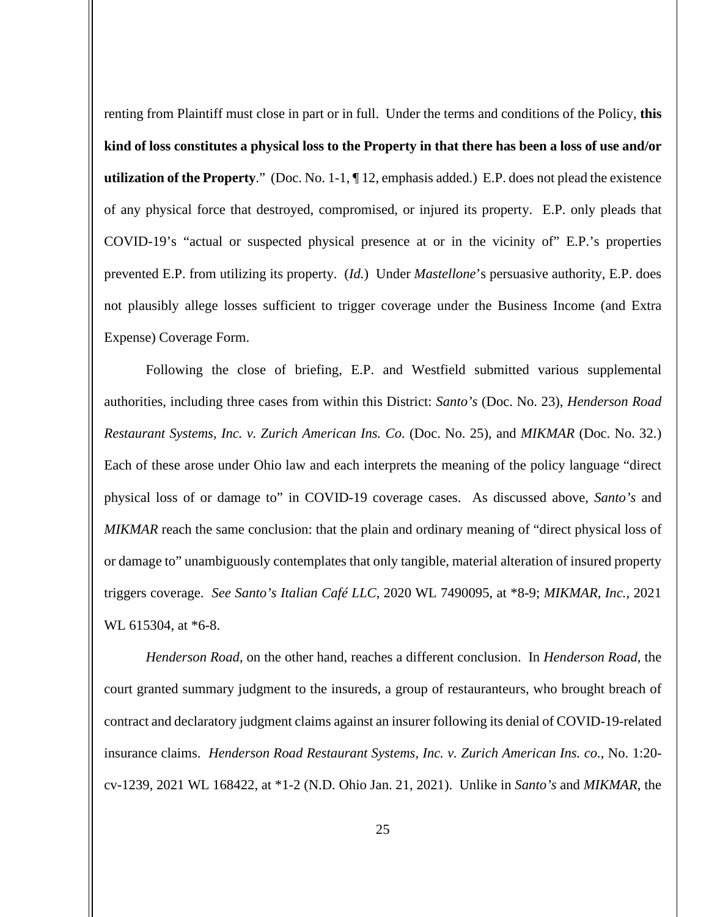renting from Plaintiff must close in part or in full. Under the terms and conditions of the Policy, **this kind of loss constitutes a physical loss to the Property in that there has been a loss of use and/or utilization of the Property**." (Doc. No. 1-1, ¶ 12, emphasis added.) E.P. does not plead the existence of any physical force that destroyed, compromised, or injured its property. E.P. only pleads that COVID-19's "actual or suspected physical presence at or in the vicinity of" E.P.'s properties prevented E.P. from utilizing its property. (*Id.*) Under *Mastellone*'s persuasive authority, E.P. does not plausibly allege losses sufficient to trigger coverage under the Business Income (and Extra Expense) Coverage Form.

Following the close of briefing, E.P. and Westfield submitted various supplemental authorities, including three cases from within this District: *Santo's* (Doc. No. 23), *Henderson Road Restaurant Systems, Inc. v. Zurich American Ins. Co.* (Doc. No. 25), and *MIKMAR* (Doc. No. 32.) Each of these arose under Ohio law and each interprets the meaning of the policy language "direct physical loss of or damage to" in COVID-19 coverage cases. As discussed above, *Santo's* and *MIKMAR* reach the same conclusion: that the plain and ordinary meaning of "direct physical loss of or damage to" unambiguously contemplates that only tangible, material alteration of insured property triggers coverage. *See Santo's Italian Café LLC*, 2020 WL 7490095, at *8-9; *MIKMAR, Inc.*, 2021 WL 615304, at *6-8.

*Henderson Road*, on the other hand, reaches a different conclusion. In *Henderson Road*, the court granted summary judgment to the insureds, a group of restauranteurs, who brought breach of contract and declaratory judgment claims against an insurer following its denial of COVID-19-related insurance claims. *Henderson Road Restaurant Systems, Inc. v. Zurich American Ins. co.*, No. 1:20-cv-1239, 2021 WL 168422, at *1-2 (N.D. Ohio Jan. 21, 2021). Unlike in *Santo's* and *MIKMAR*, the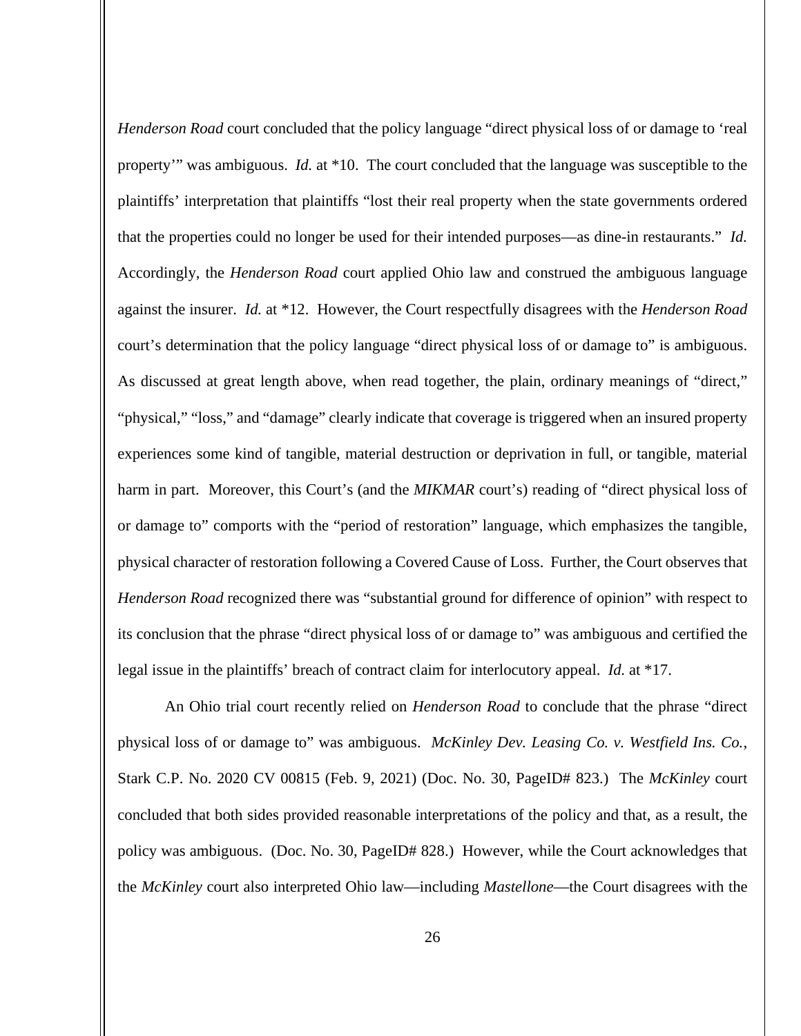*Henderson Road* court concluded that the policy language "direct physical loss of or damage to 'real property'" was ambiguous. *Id.* at *10. The court concluded that the language was susceptible to the plaintiffs' interpretation that plaintiffs "lost their real property when the state governments ordered that the properties could no longer be used for their intended purposes—as dine-in restaurants." *Id.* Accordingly, the *Henderson Road* court applied Ohio law and construed the ambiguous language against the insurer. *Id.* at *12. However, the Court respectfully disagrees with the *Henderson Road* court's determination that the policy language "direct physical loss of or damage to" is ambiguous. As discussed at great length above, when read together, the plain, ordinary meanings of "direct," "physical," "loss," and "damage" clearly indicate that coverage is triggered when an insured property experiences some kind of tangible, material destruction or deprivation in full, or tangible, material harm in part. Moreover, this Court's (and the *MIKMAR* court's) reading of "direct physical loss of or damage to" comports with the "period of restoration" language, which emphasizes the tangible, physical character of restoration following a Covered Cause of Loss. Further, the Court observes that *Henderson Road* recognized there was "substantial ground for difference of opinion" with respect to its conclusion that the phrase "direct physical loss of or damage to" was ambiguous and certified the legal issue in the plaintiffs' breach of contract claim for interlocutory appeal. *Id.* at *17.

An Ohio trial court recently relied on *Henderson Road* to conclude that the phrase "direct physical loss of or damage to" was ambiguous. *McKinley Dev. Leasing Co. v. Westfield Ins. Co.*, Stark C.P. No. 2020 CV 00815 (Feb. 9, 2021) (Doc. No. 30, PageID# 823.) The *McKinley* court concluded that both sides provided reasonable interpretations of the policy and that, as a result, the policy was ambiguous. (Doc. No. 30, PageID# 828.) However, while the Court acknowledges that the *McKinley* court also interpreted Ohio law—including *Mastellone*—the Court disagrees with the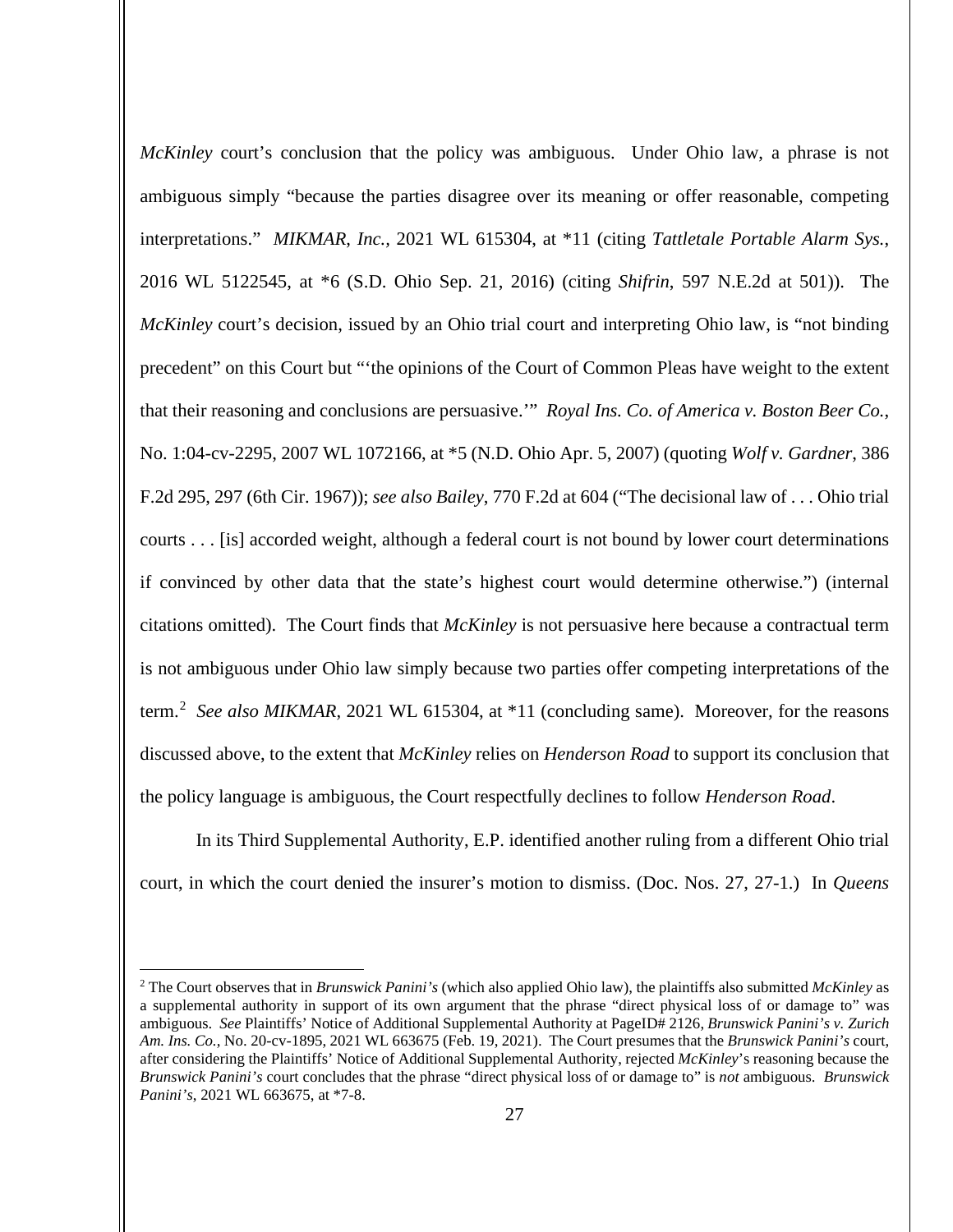*McKinley* court's conclusion that the policy was ambiguous. Under Ohio law, a phrase is not ambiguous simply "because the parties disagree over its meaning or offer reasonable, competing interpretations." *MIKMAR, Inc.*, 2021 WL 615304, at *11 (citing *Tattletale Portable Alarm Sys.*, 2016 WL 5122545, at *6 (S.D. Ohio Sep. 21, 2016) (citing *Shifrin*, 597 N.E.2d at 501)). The *McKinley* court's decision, issued by an Ohio trial court and interpreting Ohio law, is "not binding precedent" on this Court but "'the opinions of the Court of Common Pleas have weight to the extent that their reasoning and conclusions are persuasive.'" *Royal Ins. Co. of America v. Boston Beer Co.*, No. 1:04-cv-2295, 2007 WL 1072166, at *5 (N.D. Ohio Apr. 5, 2007) (quoting *Wolf v. Gardner*, 386 F.2d 295, 297 (6th Cir. 1967)); *see also Bailey*, 770 F.2d at 604 ("The decisional law of . . . Ohio trial courts . . . [is] accorded weight, although a federal court is not bound by lower court determinations if convinced by other data that the state's highest court would determine otherwise.") (internal citations omitted). The Court finds that *McKinley* is not persuasive here because a contractual term is not ambiguous under Ohio law simply because two parties offer competing interpretations of the term.[2] *See also MIKMAR*, 2021 WL 615304, at *11 (concluding same). Moreover, for the reasons discussed above, to the extent that *McKinley* relies on *Henderson Road* to support its conclusion that the policy language is ambiguous, the Court respectfully declines to follow *Henderson Road*.

In its Third Supplemental Authority, E.P. identified another ruling from a different Ohio trial court, in which the court denied the insurer's motion to dismiss. (Doc. Nos. 27, 27-1.) In *Queens*

---

[2] The Court observes that in *Brunswick Panini's* (which also applied Ohio law), the plaintiffs also submitted *McKinley* as a supplemental authority in support of its own argument that the phrase "direct physical loss of or damage to" was ambiguous. *See* Plaintiffs' Notice of Additional Supplemental Authority at PageID# 2126, *Brunswick Panini's v. Zurich Am. Ins. Co.*, No. 20-cv-1895, 2021 WL 663675 (Feb. 19, 2021). The Court presumes that the *Brunswick Panini's* court, after considering the Plaintiffs' Notice of Additional Supplemental Authority, rejected *McKinley*'s reasoning because the *Brunswick Panini's* court concludes that the phrase "direct physical loss of or damage to" is *not* ambiguous. *Brunswick Panini's*, 2021 WL 663675, at *7-8.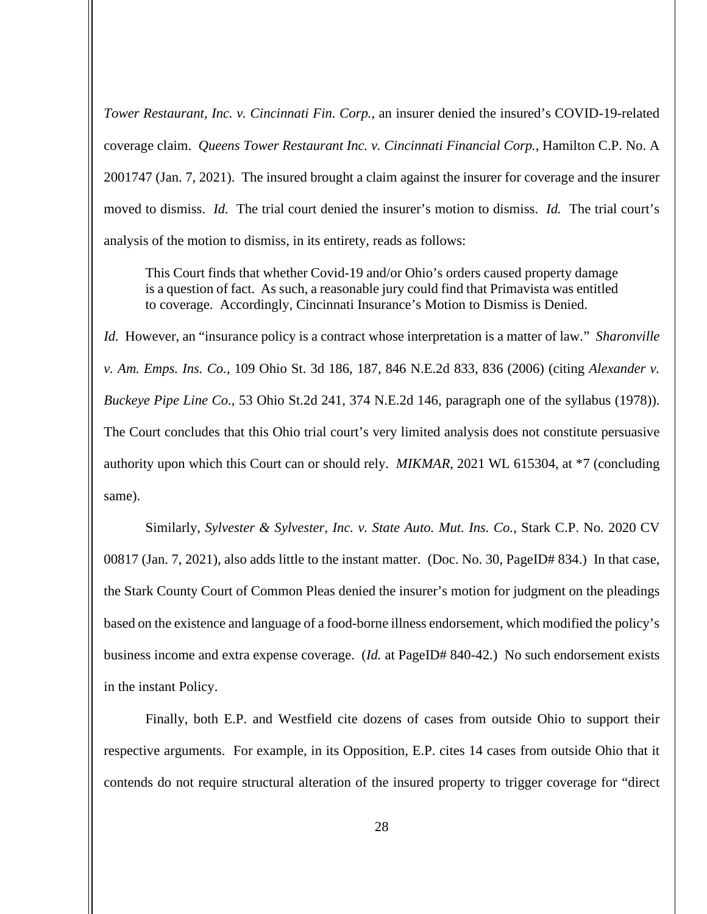*Tower Restaurant, Inc. v. Cincinnati Fin. Corp.*, an insurer denied the insured's COVID-19-related coverage claim. *Queens Tower Restaurant Inc. v. Cincinnati Financial Corp.*, Hamilton C.P. No. A 2001747 (Jan. 7, 2021). The insured brought a claim against the insurer for coverage and the insurer moved to dismiss. *Id.* The trial court denied the insurer's motion to dismiss. *Id.* The trial court's analysis of the motion to dismiss, in its entirety, reads as follows:

> This Court finds that whether Covid-19 and/or Ohio's orders caused property damage is a question of fact. As such, a reasonable jury could find that Primavista was entitled to coverage. Accordingly, Cincinnati Insurance's Motion to Dismiss is Denied.

*Id.* However, an "insurance policy is a contract whose interpretation is a matter of law." *Sharonville v. Am. Emps. Ins. Co.*, 109 Ohio St. 3d 186, 187, 846 N.E.2d 833, 836 (2006) (citing *Alexander v. Buckeye Pipe Line Co.*, 53 Ohio St.2d 241, 374 N.E.2d 146, paragraph one of the syllabus (1978)). The Court concludes that this Ohio trial court's very limited analysis does not constitute persuasive authority upon which this Court can or should rely. *MIKMAR*, 2021 WL 615304, at *7 (concluding same).

Similarly, *Sylvester & Sylvester, Inc. v. State Auto. Mut. Ins. Co.*, Stark C.P. No. 2020 CV 00817 (Jan. 7, 2021), also adds little to the instant matter. (Doc. No. 30, PageID# 834.) In that case, the Stark County Court of Common Pleas denied the insurer's motion for judgment on the pleadings based on the existence and language of a food-borne illness endorsement, which modified the policy's business income and extra expense coverage. (*Id.* at PageID# 840-42.) No such endorsement exists in the instant Policy.

Finally, both E.P. and Westfield cite dozens of cases from outside Ohio to support their respective arguments. For example, in its Opposition, E.P. cites 14 cases from outside Ohio that it contends do not require structural alteration of the insured property to trigger coverage for "direct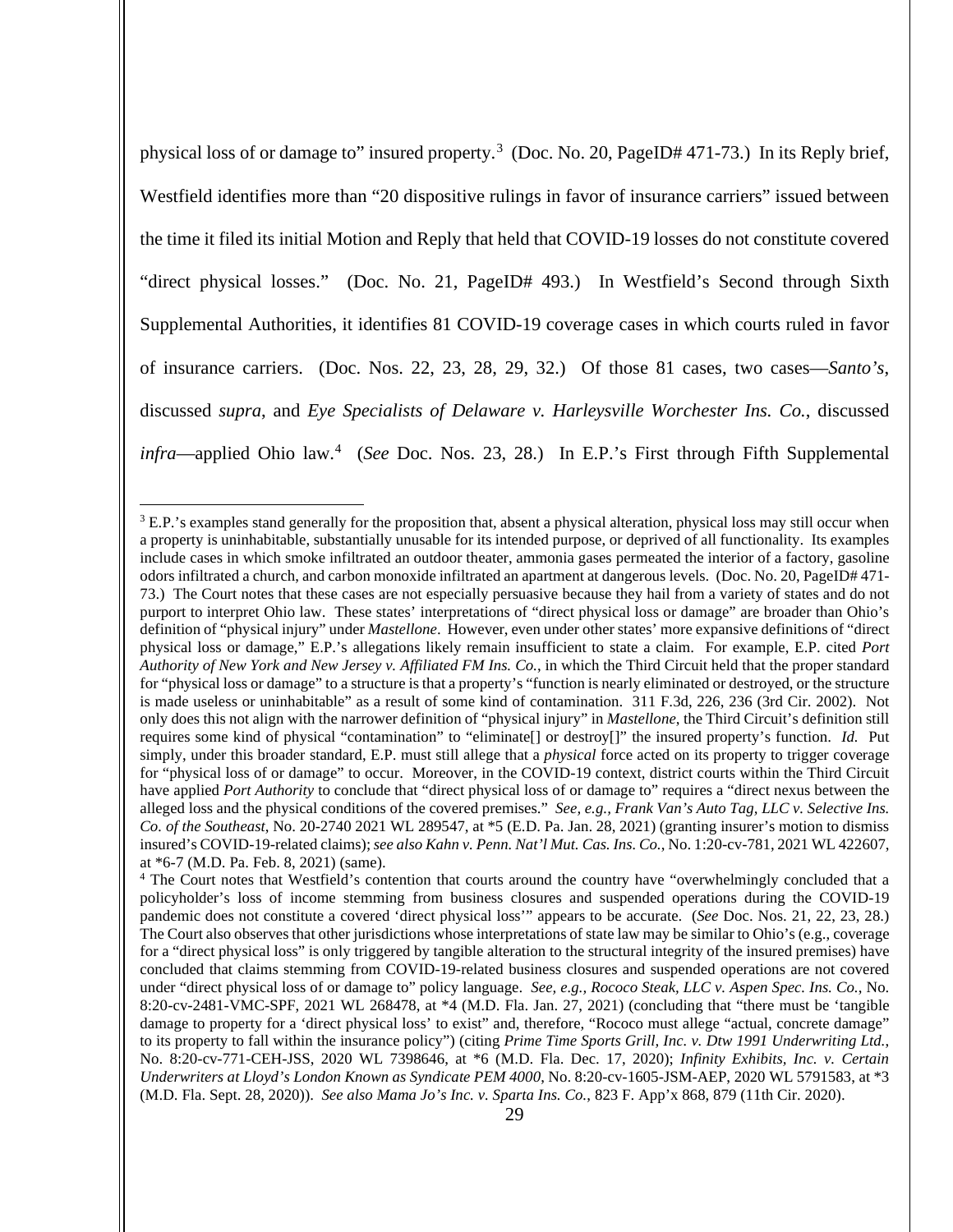physical loss of or damage to" insured property.[3] (Doc. No. 20, PageID# 471-73.) In its Reply brief, Westfield identifies more than "20 dispositive rulings in favor of insurance carriers" issued between the time it filed its initial Motion and Reply that held that COVID-19 losses do not constitute covered "direct physical losses." (Doc. No. 21, PageID# 493.) In Westfield's Second through Sixth Supplemental Authorities, it identifies 81 COVID-19 coverage cases in which courts ruled in favor of insurance carriers. (Doc. Nos. 22, 23, 28, 29, 32.) Of those 81 cases, two cases—*Santo's*, discussed *supra*, and *Eye Specialists of Delaware v. Harleysville Worchester Ins. Co.*, discussed *infra*—applied Ohio law.[4] (*See* Doc. Nos. 23, 28.) In E.P.'s First through Fifth Supplemental

---

[3] E.P.'s examples stand generally for the proposition that, absent a physical alteration, physical loss may still occur when a property is uninhabitable, substantially unusable for its intended purpose, or deprived of all functionality. Its examples include cases in which smoke infiltrated an outdoor theater, ammonia gases permeated the interior of a factory, gasoline odors infiltrated a church, and carbon monoxide infiltrated an apartment at dangerous levels. (Doc. No. 20, PageID# 471-73.) The Court notes that these cases are not especially persuasive because they hail from a variety of states and do not purport to interpret Ohio law. These states' interpretations of "direct physical loss or damage" are broader than Ohio's definition of "physical injury" under *Mastellone*. However, even under other states' more expansive definitions of "direct physical loss or damage," E.P.'s allegations likely remain insufficient to state a claim. For example, E.P. cited *Port Authority of New York and New Jersey v. Affiliated FM Ins. Co.*, in which the Third Circuit held that the proper standard for "physical loss or damage" to a structure is that a property's "function is nearly eliminated or destroyed, or the structure is made useless or uninhabitable" as a result of some kind of contamination. 311 F.3d, 226, 236 (3rd Cir. 2002). Not only does this not align with the narrower definition of "physical injury" in *Mastellone*, the Third Circuit's definition still requires some kind of physical "contamination" to "eliminate[] or destroy[]" the insured property's function. *Id.* Put simply, under this broader standard, E.P. must still allege that a *physical* force acted on its property to trigger coverage for "physical loss of or damage" to occur. Moreover, in the COVID-19 context, district courts within the Third Circuit have applied *Port Authority* to conclude that "direct physical loss of or damage to" requires a "direct nexus between the alleged loss and the physical conditions of the covered premises." *See, e.g., Frank Van's Auto Tag, LLC v. Selective Ins. Co. of the Southeast*, No. 20-2740 2021 WL 289547, at *5 (E.D. Pa. Jan. 28, 2021) (granting insurer's motion to dismiss insured's COVID-19-related claims); *see also Kahn v. Penn. Nat'l Mut. Cas. Ins. Co.*, No. 1:20-cv-781, 2021 WL 422607, at *6-7 (M.D. Pa. Feb. 8, 2021) (same).

[4] The Court notes that Westfield's contention that courts around the country have "overwhelmingly concluded that a policyholder's loss of income stemming from business closures and suspended operations during the COVID-19 pandemic does not constitute a covered 'direct physical loss'" appears to be accurate. (*See* Doc. Nos. 21, 22, 23, 28.) The Court also observes that other jurisdictions whose interpretations of state law may be similar to Ohio's (e.g., coverage for a "direct physical loss" is only triggered by tangible alteration to the structural integrity of the insured premises) have concluded that claims stemming from COVID-19-related business closures and suspended operations are not covered under "direct physical loss of or damage to" policy language. *See, e.g., Rococo Steak, LLC v. Aspen Spec. Ins. Co.*, No. 8:20-cv-2481-VMC-SPF, 2021 WL 268478, at *4 (M.D. Fla. Jan. 27, 2021) (concluding that "there must be 'tangible damage to property for a 'direct physical loss' to exist" and, therefore, "Rococo must allege "actual, concrete damage" to its property to fall within the insurance policy") (citing *Prime Time Sports Grill, Inc. v. Dtw 1991 Underwriting Ltd.*, No. 8:20-cv-771-CEH-JSS, 2020 WL 7398646, at *6 (M.D. Fla. Dec. 17, 2020); *Infinity Exhibits, Inc. v. Certain Underwriters at Lloyd's London Known as Syndicate PEM 4000*, No. 8:20-cv-1605-JSM-AEP, 2020 WL 5791583, at *3 (M.D. Fla. Sept. 28, 2020)). *See also Mama Jo's Inc. v. Sparta Ins. Co.*, 823 F. App'x 868, 879 (11th Cir. 2020).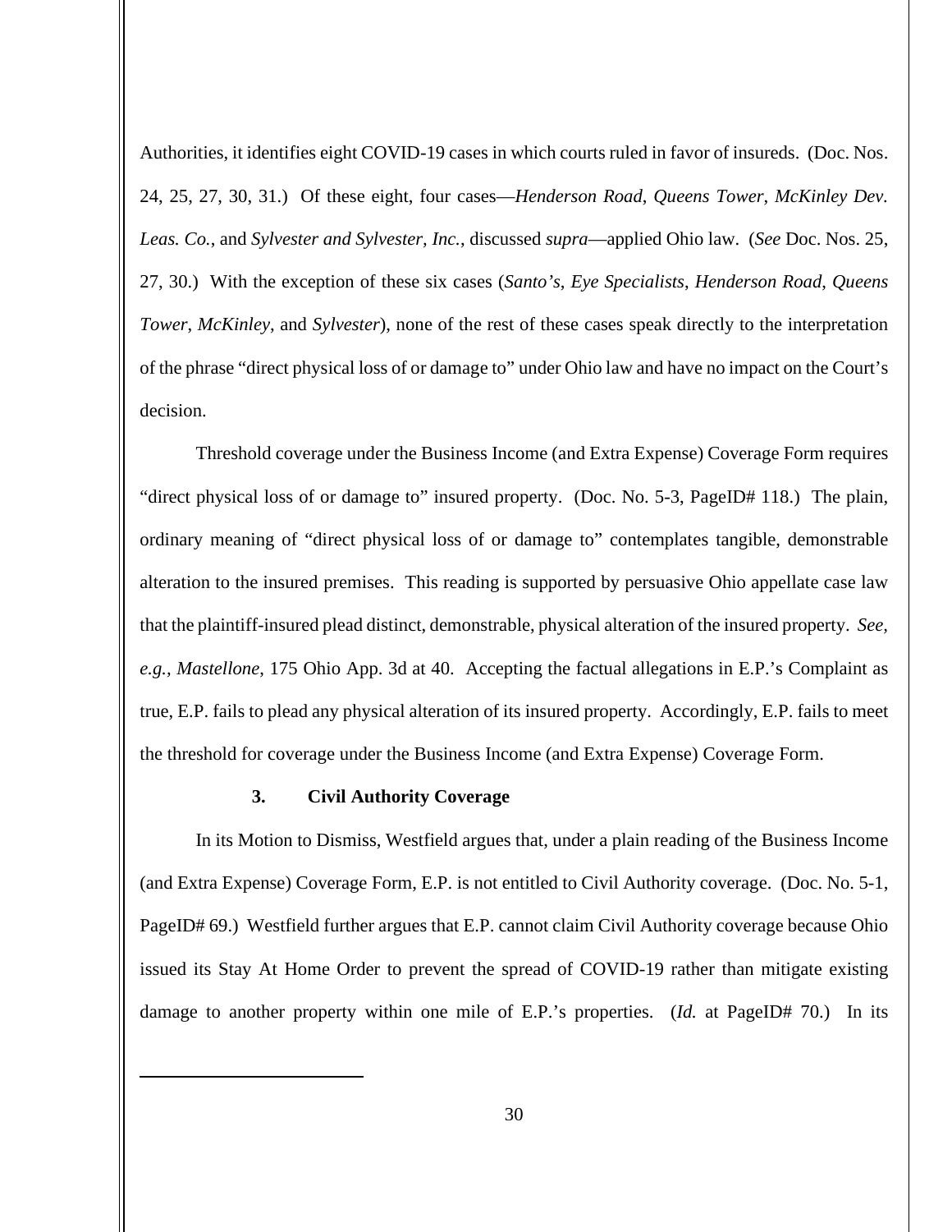Authorities, it identifies eight COVID-19 cases in which courts ruled in favor of insureds. (Doc. Nos. 24, 25, 27, 30, 31.) Of these eight, four cases—*Henderson Road*, *Queens Tower*, *McKinley Dev. Leas. Co.*, and *Sylvester and Sylvester, Inc.*, discussed *supra*—applied Ohio law. (*See* Doc. Nos. 25, 27, 30.) With the exception of these six cases (*Santo's*, *Eye Specialists*, *Henderson Road*, *Queens Tower*, *McKinley*, and *Sylvester*), none of the rest of these cases speak directly to the interpretation of the phrase "direct physical loss of or damage to" under Ohio law and have no impact on the Court's decision.

Threshold coverage under the Business Income (and Extra Expense) Coverage Form requires "direct physical loss of or damage to" insured property. (Doc. No. 5-3, PageID# 118.) The plain, ordinary meaning of "direct physical loss of or damage to" contemplates tangible, demonstrable alteration to the insured premises. This reading is supported by persuasive Ohio appellate case law that the plaintiff-insured plead distinct, demonstrable, physical alteration of the insured property. *See, e.g., Mastellone*, 175 Ohio App. 3d at 40. Accepting the factual allegations in E.P.'s Complaint as true, E.P. fails to plead any physical alteration of its insured property. Accordingly, E.P. fails to meet the threshold for coverage under the Business Income (and Extra Expense) Coverage Form.

### 3. Civil Authority Coverage

In its Motion to Dismiss, Westfield argues that, under a plain reading of the Business Income (and Extra Expense) Coverage Form, E.P. is not entitled to Civil Authority coverage. (Doc. No. 5-1, PageID# 69.) Westfield further argues that E.P. cannot claim Civil Authority coverage because Ohio issued its Stay At Home Order to prevent the spread of COVID-19 rather than mitigate existing damage to another property within one mile of E.P.'s properties. (*Id.* at PageID# 70.) In its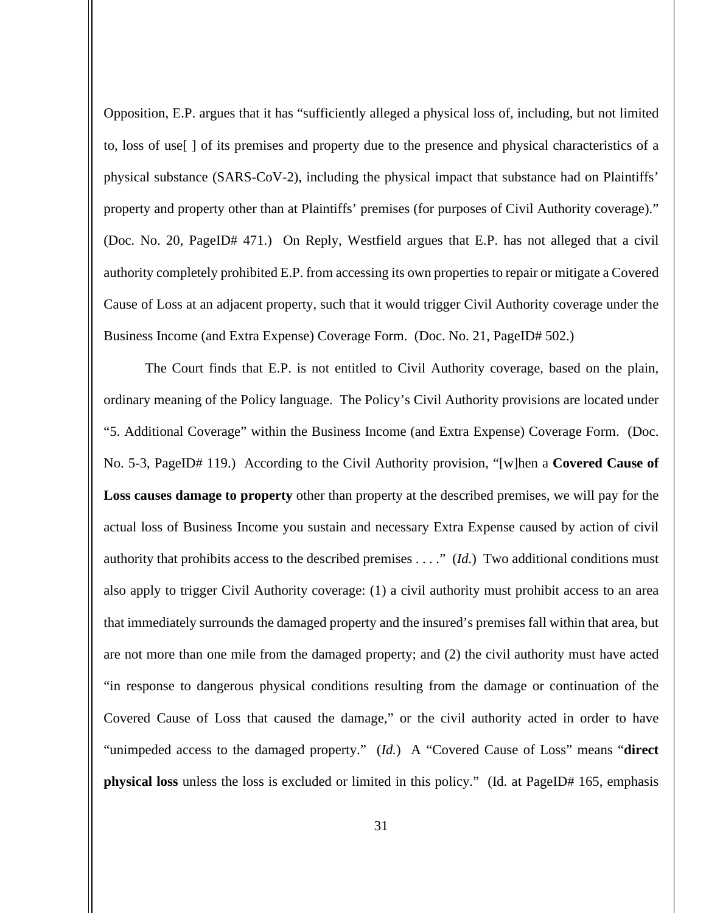Opposition, E.P. argues that it has "sufficiently alleged a physical loss of, including, but not limited to, loss of use[ ] of its premises and property due to the presence and physical characteristics of a physical substance (SARS-CoV-2), including the physical impact that substance had on Plaintiffs' property and property other than at Plaintiffs' premises (for purposes of Civil Authority coverage)." (Doc. No. 20, PageID# 471.) On Reply, Westfield argues that E.P. has not alleged that a civil authority completely prohibited E.P. from accessing its own properties to repair or mitigate a Covered Cause of Loss at an adjacent property, such that it would trigger Civil Authority coverage under the Business Income (and Extra Expense) Coverage Form. (Doc. No. 21, PageID# 502.)

The Court finds that E.P. is not entitled to Civil Authority coverage, based on the plain, ordinary meaning of the Policy language. The Policy's Civil Authority provisions are located under "5. Additional Coverage" within the Business Income (and Extra Expense) Coverage Form. (Doc. No. 5-3, PageID# 119.) According to the Civil Authority provision, "[w]hen a **Covered Cause of Loss causes damage to property** other than property at the described premises, we will pay for the actual loss of Business Income you sustain and necessary Extra Expense caused by action of civil authority that prohibits access to the described premises . . . ." (*Id.*) Two additional conditions must also apply to trigger Civil Authority coverage: (1) a civil authority must prohibit access to an area that immediately surrounds the damaged property and the insured's premises fall within that area, but are not more than one mile from the damaged property; and (2) the civil authority must have acted "in response to dangerous physical conditions resulting from the damage or continuation of the Covered Cause of Loss that caused the damage," or the civil authority acted in order to have "unimpeded access to the damaged property." (*Id.*) A "Covered Cause of Loss" means "**direct physical loss** unless the loss is excluded or limited in this policy." (Id. at PageID# 165, emphasis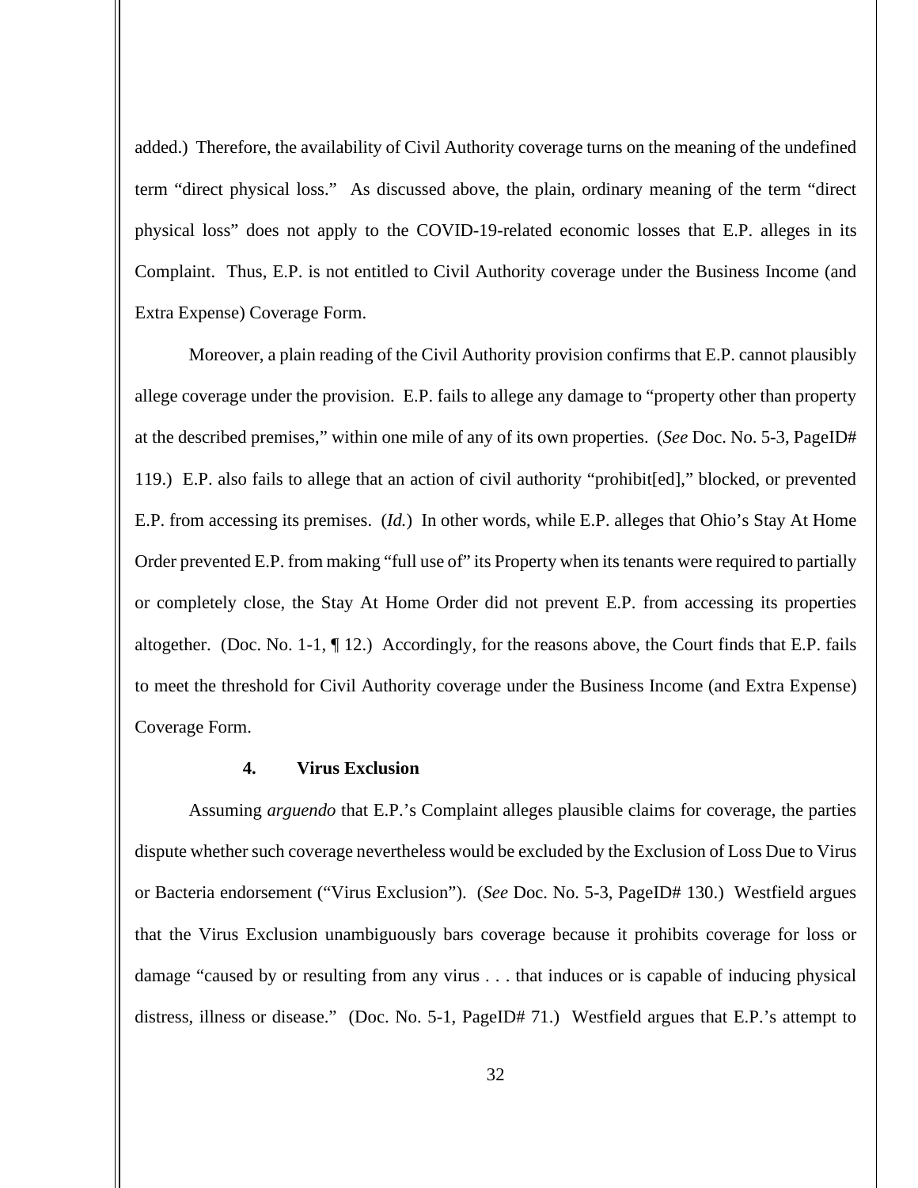added.) Therefore, the availability of Civil Authority coverage turns on the meaning of the undefined term "direct physical loss." As discussed above, the plain, ordinary meaning of the term "direct physical loss" does not apply to the COVID-19-related economic losses that E.P. alleges in its Complaint. Thus, E.P. is not entitled to Civil Authority coverage under the Business Income (and Extra Expense) Coverage Form.

Moreover, a plain reading of the Civil Authority provision confirms that E.P. cannot plausibly allege coverage under the provision. E.P. fails to allege any damage to "property other than property at the described premises," within one mile of any of its own properties. (*See* Doc. No. 5-3, PageID# 119.) E.P. also fails to allege that an action of civil authority "prohibit[ed]," blocked, or prevented E.P. from accessing its premises. (*Id.*) In other words, while E.P. alleges that Ohio's Stay At Home Order prevented E.P. from making "full use of" its Property when its tenants were required to partially or completely close, the Stay At Home Order did not prevent E.P. from accessing its properties altogether. (Doc. No. 1-1, ¶ 12.) Accordingly, for the reasons above, the Court finds that E.P. fails to meet the threshold for Civil Authority coverage under the Business Income (and Extra Expense) Coverage Form.

**4. Virus Exclusion**

Assuming *arguendo* that E.P.'s Complaint alleges plausible claims for coverage, the parties dispute whether such coverage nevertheless would be excluded by the Exclusion of Loss Due to Virus or Bacteria endorsement ("Virus Exclusion"). (*See* Doc. No. 5-3, PageID# 130.) Westfield argues that the Virus Exclusion unambiguously bars coverage because it prohibits coverage for loss or damage "caused by or resulting from any virus . . . that induces or is capable of inducing physical distress, illness or disease." (Doc. No. 5-1, PageID# 71.) Westfield argues that E.P.'s attempt to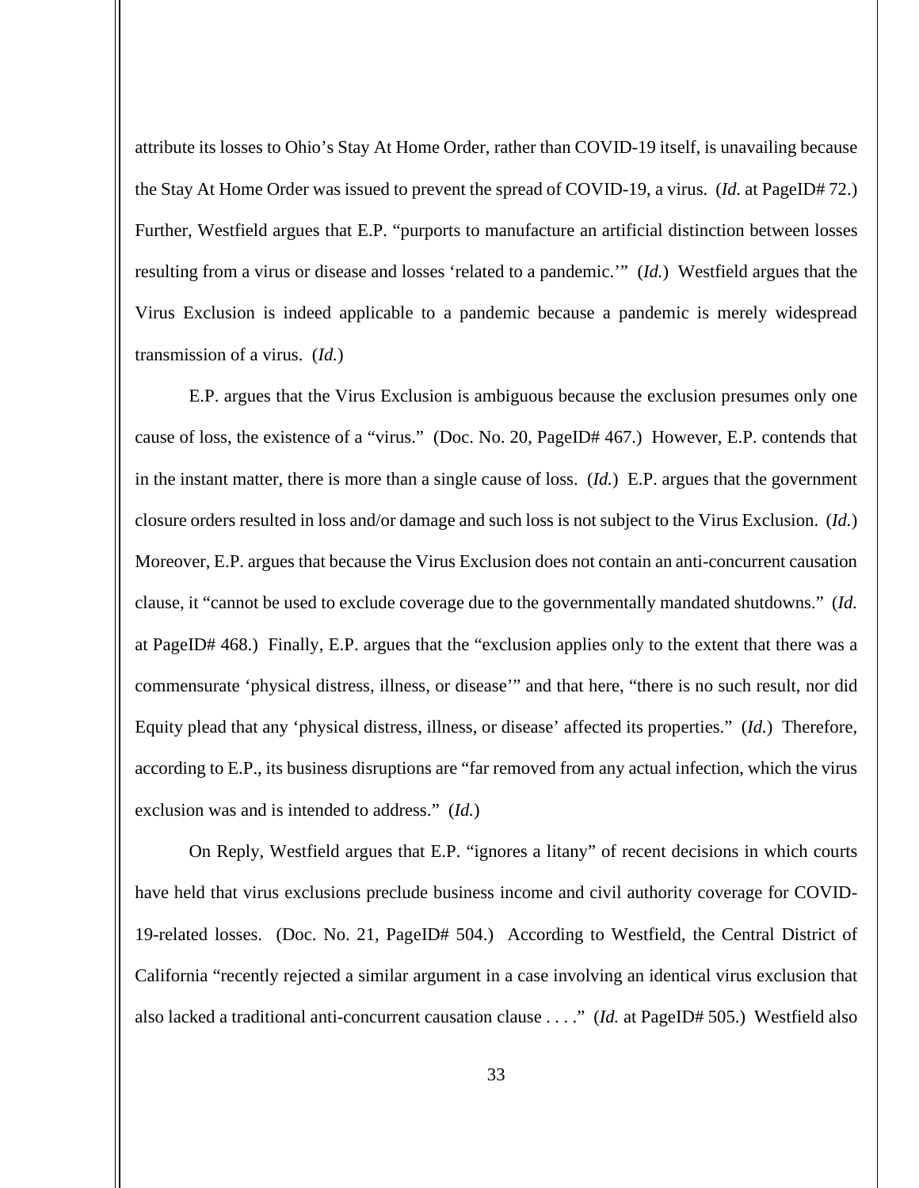attribute its losses to Ohio's Stay At Home Order, rather than COVID-19 itself, is unavailing because the Stay At Home Order was issued to prevent the spread of COVID-19, a virus. (*Id.* at PageID# 72.) Further, Westfield argues that E.P. "purports to manufacture an artificial distinction between losses resulting from a virus or disease and losses 'related to a pandemic.'" (*Id.*) Westfield argues that the Virus Exclusion is indeed applicable to a pandemic because a pandemic is merely widespread transmission of a virus. (*Id.*)

E.P. argues that the Virus Exclusion is ambiguous because the exclusion presumes only one cause of loss, the existence of a "virus." (Doc. No. 20, PageID# 467.) However, E.P. contends that in the instant matter, there is more than a single cause of loss. (*Id.*) E.P. argues that the government closure orders resulted in loss and/or damage and such loss is not subject to the Virus Exclusion. (*Id.*) Moreover, E.P. argues that because the Virus Exclusion does not contain an anti-concurrent causation clause, it "cannot be used to exclude coverage due to the governmentally mandated shutdowns." (*Id.* at PageID# 468.) Finally, E.P. argues that the "exclusion applies only to the extent that there was a commensurate 'physical distress, illness, or disease'" and that here, "there is no such result, nor did Equity plead that any 'physical distress, illness, or disease' affected its properties." (*Id.*) Therefore, according to E.P., its business disruptions are "far removed from any actual infection, which the virus exclusion was and is intended to address." (*Id.*)

On Reply, Westfield argues that E.P. "ignores a litany" of recent decisions in which courts have held that virus exclusions preclude business income and civil authority coverage for COVID-19-related losses. (Doc. No. 21, PageID# 504.) According to Westfield, the Central District of California "recently rejected a similar argument in a case involving an identical virus exclusion that also lacked a traditional anti-concurrent causation clause . . . ." (*Id.* at PageID# 505.) Westfield also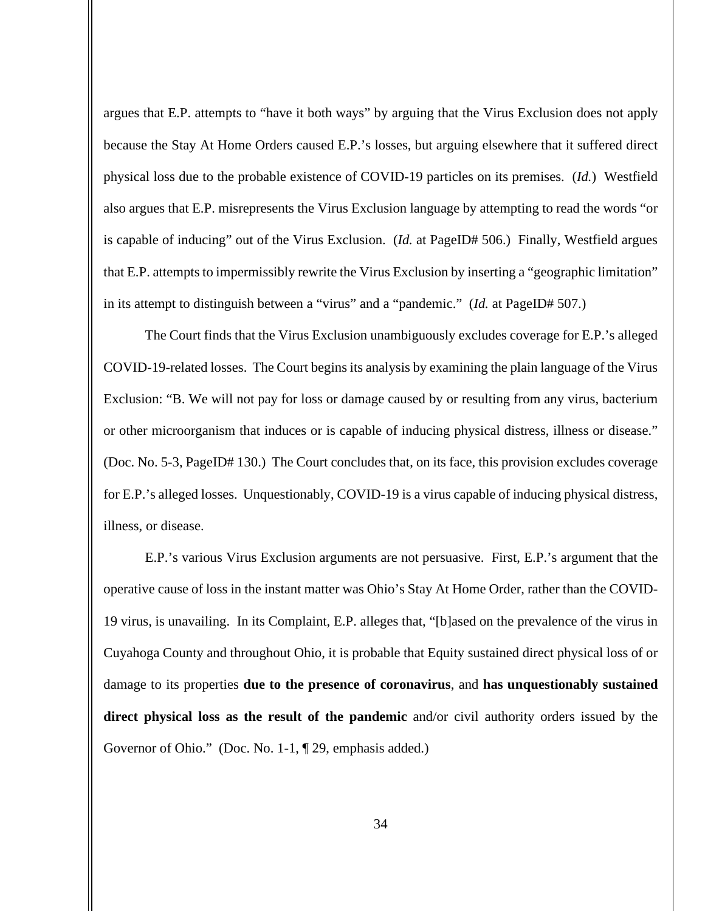argues that E.P. attempts to "have it both ways" by arguing that the Virus Exclusion does not apply because the Stay At Home Orders caused E.P.'s losses, but arguing elsewhere that it suffered direct physical loss due to the probable existence of COVID-19 particles on its premises. (*Id.*) Westfield also argues that E.P. misrepresents the Virus Exclusion language by attempting to read the words "or is capable of inducing" out of the Virus Exclusion. (*Id.* at PageID# 506.) Finally, Westfield argues that E.P. attempts to impermissibly rewrite the Virus Exclusion by inserting a "geographic limitation" in its attempt to distinguish between a "virus" and a "pandemic." (*Id.* at PageID# 507.)

The Court finds that the Virus Exclusion unambiguously excludes coverage for E.P.'s alleged COVID-19-related losses. The Court begins its analysis by examining the plain language of the Virus Exclusion: "B. We will not pay for loss or damage caused by or resulting from any virus, bacterium or other microorganism that induces or is capable of inducing physical distress, illness or disease." (Doc. No. 5-3, PageID# 130.) The Court concludes that, on its face, this provision excludes coverage for E.P.'s alleged losses. Unquestionably, COVID-19 is a virus capable of inducing physical distress, illness, or disease.

E.P.'s various Virus Exclusion arguments are not persuasive. First, E.P.'s argument that the operative cause of loss in the instant matter was Ohio's Stay At Home Order, rather than the COVID-19 virus, is unavailing. In its Complaint, E.P. alleges that, "[b]ased on the prevalence of the virus in Cuyahoga County and throughout Ohio, it is probable that Equity sustained direct physical loss of or damage to its properties **due to the presence of coronavirus**, and **has unquestionably sustained direct physical loss as the result of the pandemic** and/or civil authority orders issued by the Governor of Ohio." (Doc. No. 1-1, ¶ 29, emphasis added.)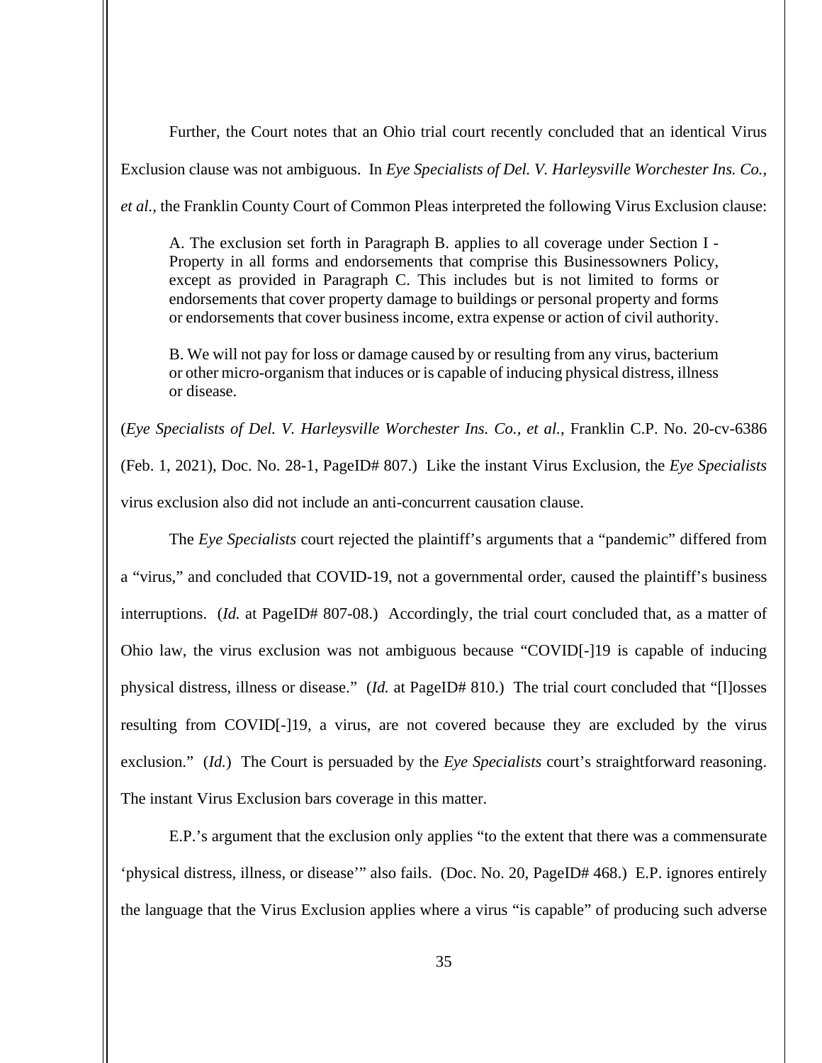Further, the Court notes that an Ohio trial court recently concluded that an identical Virus Exclusion clause was not ambiguous. In *Eye Specialists of Del. V. Harleysville Worchester Ins. Co., et al.*, the Franklin County Court of Common Pleas interpreted the following Virus Exclusion clause:

> A. The exclusion set forth in Paragraph B. applies to all coverage under Section I - Property in all forms and endorsements that comprise this Businessowners Policy, except as provided in Paragraph C. This includes but is not limited to forms or endorsements that cover property damage to buildings or personal property and forms or endorsements that cover business income, extra expense or action of civil authority.
>
> B. We will not pay for loss or damage caused by or resulting from any virus, bacterium or other micro-organism that induces or is capable of inducing physical distress, illness or disease.

(*Eye Specialists of Del. V. Harleysville Worchester Ins. Co., et al.*, Franklin C.P. No. 20-cv-6386 (Feb. 1, 2021), Doc. No. 28-1, PageID# 807.) Like the instant Virus Exclusion, the *Eye Specialists* virus exclusion also did not include an anti-concurrent causation clause.

The *Eye Specialists* court rejected the plaintiff's arguments that a "pandemic" differed from a "virus," and concluded that COVID-19, not a governmental order, caused the plaintiff's business interruptions. (*Id.* at PageID# 807-08.) Accordingly, the trial court concluded that, as a matter of Ohio law, the virus exclusion was not ambiguous because "COVID[-]19 is capable of inducing physical distress, illness or disease." (*Id.* at PageID# 810.) The trial court concluded that "[l]osses resulting from COVID[-]19, a virus, are not covered because they are excluded by the virus exclusion." (*Id.*) The Court is persuaded by the *Eye Specialists* court's straightforward reasoning. The instant Virus Exclusion bars coverage in this matter.

E.P.'s argument that the exclusion only applies "to the extent that there was a commensurate 'physical distress, illness, or disease'" also fails. (Doc. No. 20, PageID# 468.) E.P. ignores entirely the language that the Virus Exclusion applies where a virus "is capable" of producing such adverse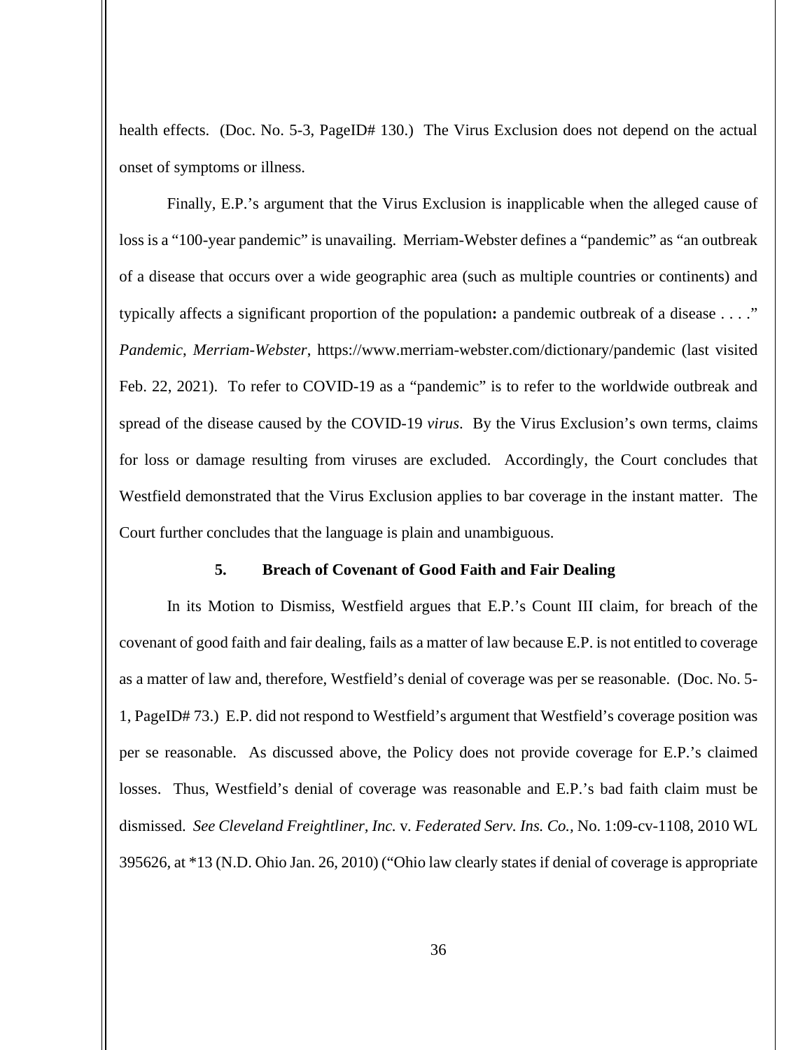health effects. (Doc. No. 5-3, PageID# 130.) The Virus Exclusion does not depend on the actual onset of symptoms or illness.

Finally, E.P.'s argument that the Virus Exclusion is inapplicable when the alleged cause of loss is a "100-year pandemic" is unavailing. Merriam-Webster defines a "pandemic" as "an outbreak of a disease that occurs over a wide geographic area (such as multiple countries or continents) and typically affects a significant proportion of the population**:** a pandemic outbreak of a disease . . . ." *Pandemic*, *Merriam-Webster*, https://www.merriam-webster.com/dictionary/pandemic (last visited Feb. 22, 2021). To refer to COVID-19 as a "pandemic" is to refer to the worldwide outbreak and spread of the disease caused by the COVID-19 *virus*. By the Virus Exclusion's own terms, claims for loss or damage resulting from viruses are excluded. Accordingly, the Court concludes that Westfield demonstrated that the Virus Exclusion applies to bar coverage in the instant matter. The Court further concludes that the language is plain and unambiguous.

### 5. Breach of Covenant of Good Faith and Fair Dealing

In its Motion to Dismiss, Westfield argues that E.P.'s Count III claim, for breach of the covenant of good faith and fair dealing, fails as a matter of law because E.P. is not entitled to coverage as a matter of law and, therefore, Westfield's denial of coverage was per se reasonable. (Doc. No. 5-1, PageID# 73.) E.P. did not respond to Westfield's argument that Westfield's coverage position was per se reasonable. As discussed above, the Policy does not provide coverage for E.P.'s claimed losses. Thus, Westfield's denial of coverage was reasonable and E.P.'s bad faith claim must be dismissed. *See Cleveland Freightliner, Inc.* v. *Federated Serv. Ins. Co.*, No. 1:09-cv-1108, 2010 WL 395626, at *13 (N.D. Ohio Jan. 26, 2010) ("Ohio law clearly states if denial of coverage is appropriate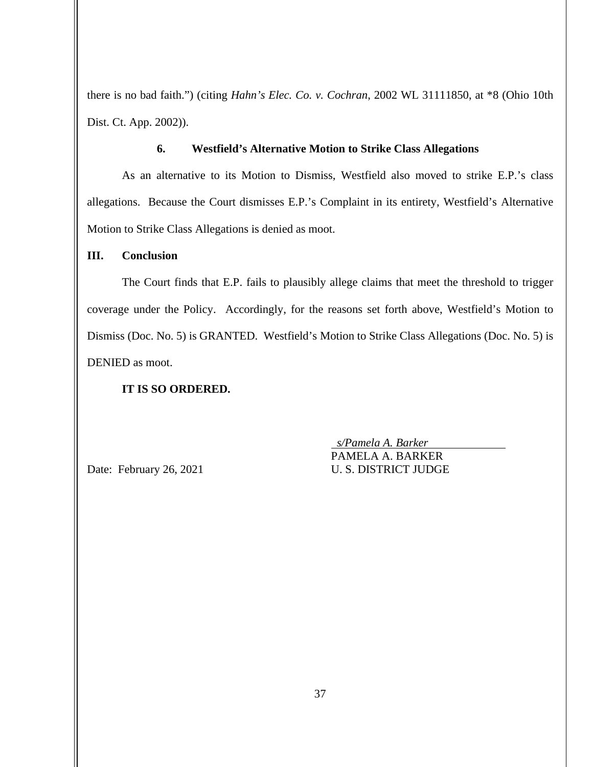there is no bad faith.") (citing *Hahn's Elec. Co. v. Cochran*, 2002 WL 31111850, at *8 (Ohio 10th Dist. Ct. App. 2002)).

### 6. Westfield's Alternative Motion to Strike Class Allegations

As an alternative to its Motion to Dismiss, Westfield also moved to strike E.P.'s class allegations. Because the Court dismisses E.P.'s Complaint in its entirety, Westfield's Alternative Motion to Strike Class Allegations is denied as moot.

## III. Conclusion

The Court finds that E.P. fails to plausibly allege claims that meet the threshold to trigger coverage under the Policy. Accordingly, for the reasons set forth above, Westfield's Motion to Dismiss (Doc. No. 5) is GRANTED. Westfield's Motion to Strike Class Allegations (Doc. No. 5) is DENIED as moot.

**IT IS SO ORDERED.**

*s/Pamela A. Barker*
PAMELA A. BARKER
U. S. DISTRICT JUDGE

Date: February 26, 2021